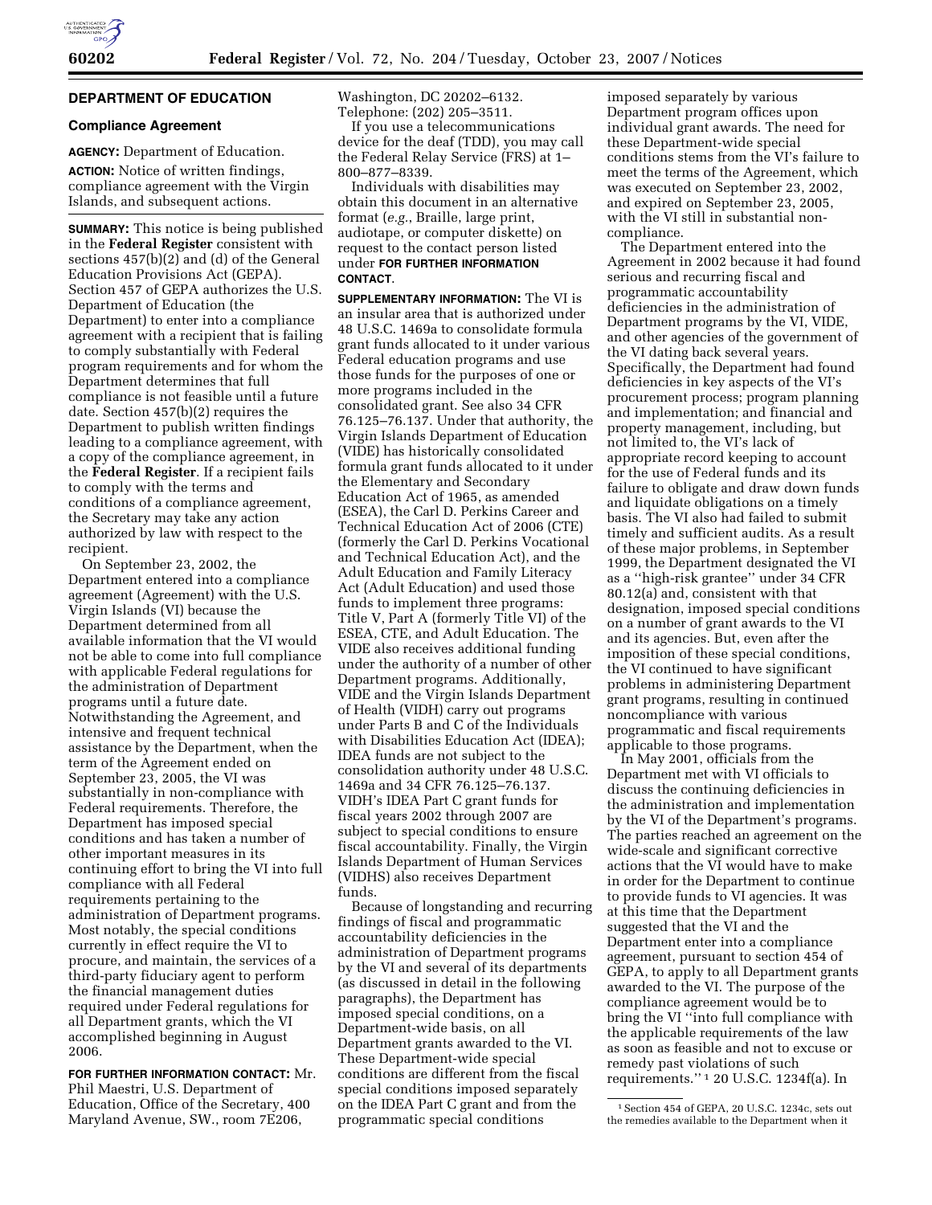## DEPARTMENT OF EDUCATION

### Compliance Agreement

**AGENCY:** Department of Education.

**ACTION:** Notice of written findings, compliance agreement with the Virgin Islands, and subsequent actions.

**SUMMARY:** This notice is being published in the **Federal Register** consistent with sections 457(b)(2) and (d) of the General Education Provisions Act (GEPA). Section 457 of GEPA authorizes the U.S. Department of Education (the Department) to enter into a compliance agreement with a recipient that is failing to comply substantially with Federal program requirements and for whom the Department determines that full compliance is not feasible until a future date. Section 457(b)(2) requires the Department to publish written findings leading to a compliance agreement, with a copy of the compliance agreement, in the **Federal Register**. If a recipient fails to comply with the terms and conditions of a compliance agreement, the Secretary may take any action authorized by law with respect to the recipient.

On September 23, 2002, the Department entered into a compliance agreement (Agreement) with the U.S. Virgin Islands (VI) because the Department determined from all available information that the VI would not be able to come into full compliance with applicable Federal regulations for the administration of Department programs until a future date. Notwithstanding the Agreement, and intensive and frequent technical assistance by the Department, when the term of the Agreement ended on September 23, 2005, the VI was substantially in non-compliance with Federal requirements. Therefore, the Department has imposed special conditions and has taken a number of other important measures in its continuing effort to bring the VI into full compliance with all Federal requirements pertaining to the administration of Department programs. Most notably, the special conditions currently in effect require the VI to procure, and maintain, the services of a third-party fiduciary agent to perform the financial management duties required under Federal regulations for all Department grants, which the VI accomplished beginning in August 2006.

**FOR FURTHER INFORMATION CONTACT:** Mr. Phil Maestri, U.S. Department of Education, Office of the Secretary, 400 Maryland Avenue, SW., room 7E206, Washington, DC 20202–6132. Telephone: (202) 205–3511.

If you use a telecommunications device for the deaf (TDD), you may call the Federal Relay Service (FRS) at 1–800–877–8339.

Individuals with disabilities may obtain this document in an alternative format (*e.g.*, Braille, large print, audiotape, or computer diskette) on request to the contact person listed under **FOR FURTHER INFORMATION CONTACT**.

**SUPPLEMENTARY INFORMATION:** The VI is an insular area that is authorized under 48 U.S.C. 1469a to consolidate formula grant funds allocated to it under various Federal education programs and use those funds for the purposes of one or more programs included in the consolidated grant. See also 34 CFR 76.125–76.137. Under that authority, the Virgin Islands Department of Education (VIDE) has historically consolidated formula grant funds allocated to it under the Elementary and Secondary Education Act of 1965, as amended (ESEA), the Carl D. Perkins Career and Technical Education Act of 2006 (CTE) (formerly the Carl D. Perkins Vocational and Technical Education Act), and the Adult Education and Family Literacy Act (Adult Education) and used those funds to implement three programs: Title V, Part A (formerly Title VI) of the ESEA, CTE, and Adult Education. The VIDE also receives additional funding under the authority of a number of other Department programs. Additionally, VIDE and the Virgin Islands Department of Health (VIDH) carry out programs under Parts B and C of the Individuals with Disabilities Education Act (IDEA); IDEA funds are not subject to the consolidation authority under 48 U.S.C. 1469a and 34 CFR 76.125–76.137. VIDH's IDEA Part C grant funds for fiscal years 2002 through 2007 are subject to special conditions to ensure fiscal accountability. Finally, the Virgin Islands Department of Human Services (VIDHS) also receives Department funds.

Because of longstanding and recurring findings of fiscal and programmatic accountability deficiencies in the administration of Department programs by the VI and several of its departments (as discussed in detail in the following paragraphs), the Department has imposed special conditions, on a Department-wide basis, on all Department grants awarded to the VI. These Department-wide special conditions are different from the fiscal special conditions imposed separately on the IDEA Part C grant and from the programmatic special conditions imposed separately by various Department program offices upon individual grant awards. The need for these Department-wide special conditions stems from the VI's failure to meet the terms of the Agreement, which was executed on September 23, 2002, and expired on September 23, 2005, with the VI still in substantial non-compliance.

The Department entered into the Agreement in 2002 because it had found serious and recurring fiscal and programmatic accountability deficiencies in the administration of Department programs by the VI, VIDE, and other agencies of the government of the VI dating back several years. Specifically, the Department had found deficiencies in key aspects of the VI's procurement process; program planning and implementation; and financial and property management, including, but not limited to, the VI's lack of appropriate record keeping to account for the use of Federal funds and its failure to obligate and draw down funds and liquidate obligations on a timely basis. The VI also had failed to submit timely and sufficient audits. As a result of these major problems, in September 1999, the Department designated the VI as a ''high-risk grantee'' under 34 CFR 80.12(a) and, consistent with that designation, imposed special conditions on a number of grant awards to the VI and its agencies. But, even after the imposition of these special conditions, the VI continued to have significant problems in administering Department grant programs, resulting in continued noncompliance with various programmatic and fiscal requirements applicable to those programs.

In May 2001, officials from the Department met with VI officials to discuss the continuing deficiencies in the administration and implementation by the VI of the Department's programs. The parties reached an agreement on the wide-scale and significant corrective actions that the VI would have to make in order for the Department to continue to provide funds to VI agencies. It was at this time that the Department suggested that the VI and the Department enter into a compliance agreement, pursuant to section 454 of GEPA, to apply to all Department grants awarded to the VI. The purpose of the compliance agreement would be to bring the VI ''into full compliance with the applicable requirements of the law as soon as feasible and not to excuse or remedy past violations of such requirements.'' [1] 20 U.S.C. 1234f(a). In

[1] Section 454 of GEPA, 20 U.S.C. 1234c, sets out the remedies available to the Department when it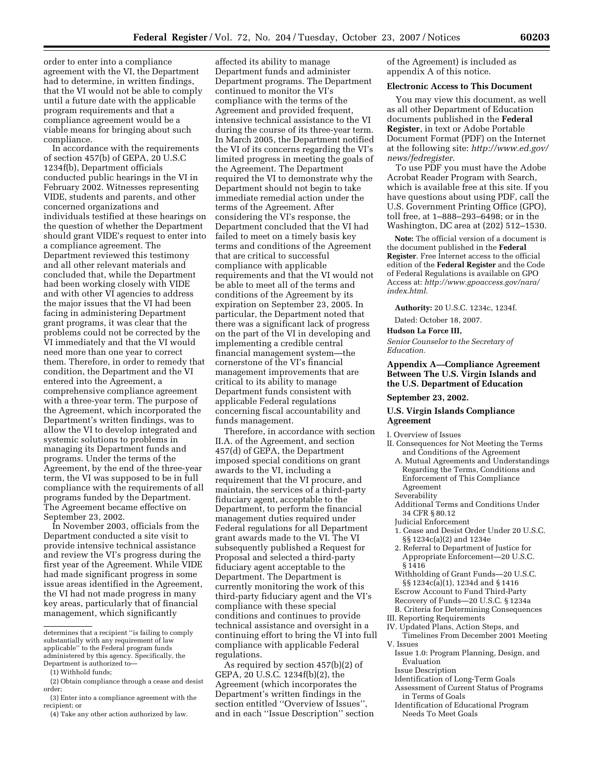order to enter into a compliance agreement with the VI, the Department had to determine, in written findings, that the VI would not be able to comply until a future date with the applicable program requirements and that a compliance agreement would be a viable means for bringing about such compliance.

In accordance with the requirements of section 457(b) of GEPA, 20 U.S.C 1234f(b), Department officials conducted public hearings in the VI in February 2002. Witnesses representing VIDE, students and parents, and other concerned organizations and individuals testified at these hearings on the question of whether the Department should grant VIDE's request to enter into a compliance agreement. The Department reviewed this testimony and all other relevant materials and concluded that, while the Department had been working closely with VIDE and with other VI agencies to address the major issues that the VI had been facing in administering Department grant programs, it was clear that the problems could not be corrected by the VI immediately and that the VI would need more than one year to correct them. Therefore, in order to remedy that condition, the Department and the VI entered into the Agreement, a comprehensive compliance agreement with a three-year term. The purpose of the Agreement, which incorporated the Department's written findings, was to allow the VI to develop integrated and systemic solutions to problems in managing its Department funds and programs. Under the terms of the Agreement, by the end of the three-year term, the VI was supposed to be in full compliance with the requirements of all programs funded by the Department. The Agreement became effective on September 23, 2002.

In November 2003, officials from the Department conducted a site visit to provide intensive technical assistance and review the VI's progress during the first year of the Agreement. While VIDE had made significant progress in some issue areas identified in the Agreement, the VI had not made progress in many key areas, particularly that of financial management, which significantly affected its ability to manage Department funds and administer Department programs. The Department continued to monitor the VI's compliance with the terms of the Agreement and provided frequent, intensive technical assistance to the VI during the course of its three-year term. In March 2005, the Department notified the VI of its concerns regarding the VI's limited progress in meeting the goals of the Agreement. The Department required the VI to demonstrate why the Department should not begin to take immediate remedial action under the terms of the Agreement. After considering the VI's response, the Department concluded that the VI had failed to meet on a timely basis key terms and conditions of the Agreement that are critical to successful compliance with applicable requirements and that the VI would not be able to meet all of the terms and conditions of the Agreement by its expiration on September 23, 2005. In particular, the Department noted that there was a significant lack of progress on the part of the VI in developing and implementing a credible central financial management system—the cornerstone of the VI's financial management improvements that are critical to its ability to manage Department funds consistent with applicable Federal regulations concerning fiscal accountability and funds management.

Therefore, in accordance with section II.A. of the Agreement, and section 457(d) of GEPA, the Department imposed special conditions on grant awards to the VI, including a requirement that the VI procure, and maintain, the services of a third-party fiduciary agent, acceptable to the Department, to perform the financial management duties required under Federal regulations for all Department grant awards made to the VI. The VI subsequently published a Request for Proposal and selected a third-party fiduciary agent acceptable to the Department. The Department is currently monitoring the work of this third-party fiduciary agent and the VI's compliance with these special conditions and continues to provide technical assistance and oversight in a continuing effort to bring the VI into full compliance with applicable Federal regulations.

As required by section 457(b)(2) of GEPA, 20 U.S.C. 1234f(b)(2), the Agreement (which incorporates the Department's written findings in the section entitled "Overview of Issues", and in each "Issue Description" section of the Agreement) is included as appendix A of this notice.

**Electronic Access to This Document**

You may view this document, as well as all other Department of Education documents published in the **Federal Register**, in text or Adobe Portable Document Format (PDF) on the Internet at the following site: *http://www.ed.gov/news/fedregister*.

To use PDF you must have the Adobe Acrobat Reader Program with Search, which is available free at this site. If you have questions about using PDF, call the U.S. Government Printing Office (GPO), toll free, at 1–888–293–6498; or in the Washington, DC area at (202) 512–1530.

**Note:** The official version of a document is the document published in the **Federal Register**. Free Internet access to the official edition of the **Federal Register** and the Code of Federal Regulations is available on GPO Access at: *http://www.gpoaccess.gov/nara/index.html.*

**Authority:** 20 U.S.C. 1234c, 1234f.

Dated: October 18, 2007.

**Hudson La Force III,**

*Senior Counselor to the Secretary of Education.*

## Appendix A—Compliance Agreement Between The U.S. Virgin Islands and the U.S. Department of Education

**September 23, 2002.**

### U.S. Virgin Islands Compliance Agreement

I. Overview of Issues
II. Consequences for Not Meeting the Terms and Conditions of the Agreement
  A. Mutual Agreements and Understandings Regarding the Terms, Conditions and Enforcement of This Compliance Agreement
  Severability
  Additional Terms and Conditions Under 34 CFR § 80.12
  Judicial Enforcement
  1. Cease and Desist Order Under 20 U.S.C. §§ 1234c(a)(2) and 1234e
  2. Referral to Department of Justice for Appropriate Enforcement—20 U.S.C. § 1416
  Withholding of Grant Funds—20 U.S.C. §§ 1234c(a)(1), 1234d and § 1416
  Escrow Account to Fund Third-Party
  Recovery of Funds—20 U.S.C. § 1234a
  B. Criteria for Determining Consequences
III. Reporting Requirements
IV. Updated Plans, Action Steps, and Timelines From December 2001 Meeting
V. Issues
  Issue 1.0: Program Planning, Design, and Evaluation
  Issue Description
  Identification of Long-Term Goals
  Assessment of Current Status of Programs in Terms of Goals
  Identification of Educational Program Needs To Meet Goals

---

determines that a recipient "is failing to comply substantially with any requirement of law applicable" to the Federal program funds administered by this agency. Specifically, the Department is authorized to—

(1) Withhold funds;

(2) Obtain compliance through a cease and desist order;

(3) Enter into a compliance agreement with the recipient; or

(4) Take any other action authorized by law.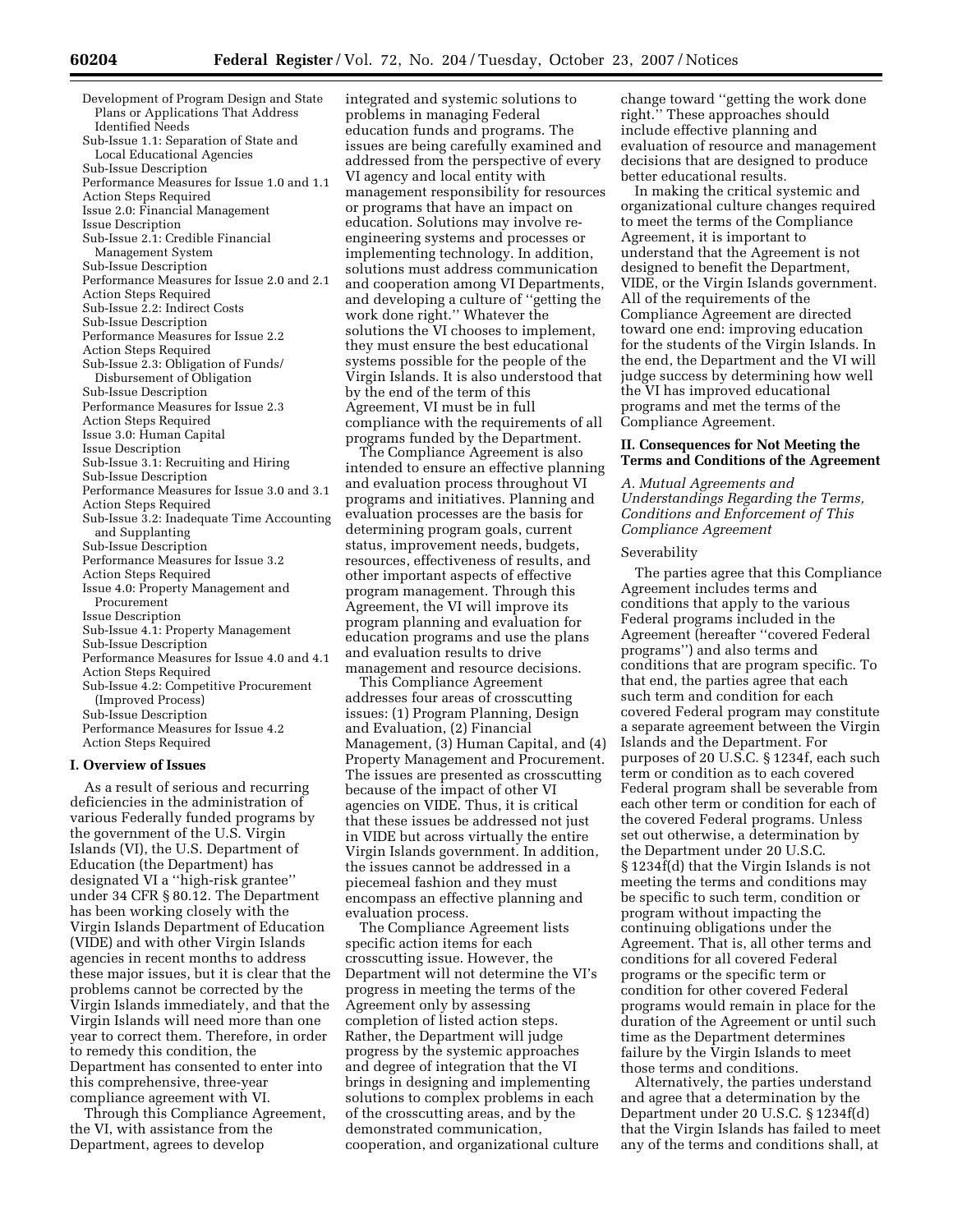Development of Program Design and State Plans or Applications That Address Identified Needs
Sub-Issue 1.1: Separation of State and Local Educational Agencies
Sub-Issue Description
Performance Measures for Issue 1.0 and 1.1
Action Steps Required
Issue 2.0: Financial Management
Issue Description
Sub-Issue 2.1: Credible Financial Management System
Sub-Issue Description
Performance Measures for Issue 2.0 and 2.1
Action Steps Required
Sub-Issue 2.2: Indirect Costs
Sub-Issue Description
Performance Measures for Issue 2.2
Action Steps Required
Sub-Issue 2.3: Obligation of Funds/Disbursement of Obligation
Sub-Issue Description
Performance Measures for Issue 2.3
Action Steps Required
Issue 3.0: Human Capital
Issue Description
Sub-Issue 3.1: Recruiting and Hiring
Sub-Issue Description
Performance Measures for Issue 3.0 and 3.1
Action Steps Required
Sub-Issue 3.2: Inadequate Time Accounting and Supplanting
Sub-Issue Description
Performance Measures for Issue 3.2
Action Steps Required
Issue 4.0: Property Management and Procurement
Issue Description
Sub-Issue 4.1: Property Management
Sub-Issue Description
Performance Measures for Issue 4.0 and 4.1
Action Steps Required
Sub-Issue 4.2: Competitive Procurement (Improved Process)
Sub-Issue Description
Performance Measures for Issue 4.2
Action Steps Required

## I. Overview of Issues

As a result of serious and recurring deficiencies in the administration of various Federally funded programs by the government of the U.S. Virgin Islands (VI), the U.S. Department of Education (the Department) has designated VI a ''high-risk grantee'' under 34 CFR § 80.12. The Department has been working closely with the Virgin Islands Department of Education (VIDE) and with other Virgin Islands agencies in recent months to address these major issues, but it is clear that the problems cannot be corrected by the Virgin Islands immediately, and that the Virgin Islands will need more than one year to correct them. Therefore, in order to remedy this condition, the Department has consented to enter into this comprehensive, three-year compliance agreement with VI.

Through this Compliance Agreement, the VI, with assistance from the Department, agrees to develop integrated and systemic solutions to problems in managing Federal education funds and programs. The issues are being carefully examined and addressed from the perspective of every VI agency and local entity with management responsibility for resources or programs that have an impact on education. Solutions may involve re-engineering systems and processes or implementing technology. In addition, solutions must address communication and cooperation among VI Departments, and developing a culture of ''getting the work done right.'' Whatever the solutions the VI chooses to implement, they must ensure the best educational systems possible for the people of the Virgin Islands. It is also understood that by the end of the term of this Agreement, VI must be in full compliance with the requirements of all programs funded by the Department.

The Compliance Agreement is also intended to ensure an effective planning and evaluation process throughout VI programs and initiatives. Planning and evaluation processes are the basis for determining program goals, current status, improvement needs, budgets, resources, effectiveness of results, and other important aspects of effective program management. Through this Agreement, the VI will improve its program planning and evaluation for education programs and use the plans and evaluation results to drive management and resource decisions.

This Compliance Agreement addresses four areas of crosscutting issues: (1) Program Planning, Design and Evaluation, (2) Financial Management, (3) Human Capital, and (4) Property Management and Procurement. The issues are presented as crosscutting because of the impact of other VI agencies on VIDE. Thus, it is critical that these issues be addressed not just in VIDE but across virtually the entire Virgin Islands government. In addition, the issues cannot be addressed in a piecemeal fashion and they must encompass an effective planning and evaluation process.

The Compliance Agreement lists specific action items for each crosscutting issue. However, the Department will not determine the VI's progress in meeting the terms of the Agreement only by assessing completion of listed action steps. Rather, the Department will judge progress by the systemic approaches and degree of integration that the VI brings in designing and implementing solutions to complex problems in each of the crosscutting areas, and by the demonstrated communication, cooperation, and organizational culture change toward ''getting the work done right.'' These approaches should include effective planning and evaluation of resource and management decisions that are designed to produce better educational results.

In making the critical systemic and organizational culture changes required to meet the terms of the Compliance Agreement, it is important to understand that the Agreement is not designed to benefit the Department, VIDE, or the Virgin Islands government. All of the requirements of the Compliance Agreement are directed toward one end: improving education for the students of the Virgin Islands. In the end, the Department and the VI will judge success by determining how well the VI has improved educational programs and met the terms of the Compliance Agreement.

## II. Consequences for Not Meeting the Terms and Conditions of the Agreement

### *A. Mutual Agreements and Understandings Regarding the Terms, Conditions and Enforcement of This Compliance Agreement*

Severability

The parties agree that this Compliance Agreement includes terms and conditions that apply to the various Federal programs included in the Agreement (hereafter ''covered Federal programs'') and also terms and conditions that are program specific. To that end, the parties agree that each such term and condition for each covered Federal program may constitute a separate agreement between the Virgin Islands and the Department. For purposes of 20 U.S.C. § 1234f, each such term or condition as to each covered Federal program shall be severable from each other term or condition for each of the covered Federal programs. Unless set out otherwise, a determination by the Department under 20 U.S.C. § 1234f(d) that the Virgin Islands is not meeting the terms and conditions may be specific to such term, condition or program without impacting the continuing obligations under the Agreement. That is, all other terms and conditions for all covered Federal programs or the specific term or condition for other covered Federal programs would remain in place for the duration of the Agreement or until such time as the Department determines failure by the Virgin Islands to meet those terms and conditions.

Alternatively, the parties understand and agree that a determination by the Department under 20 U.S.C. § 1234f(d) that the Virgin Islands has failed to meet any of the terms and conditions shall, at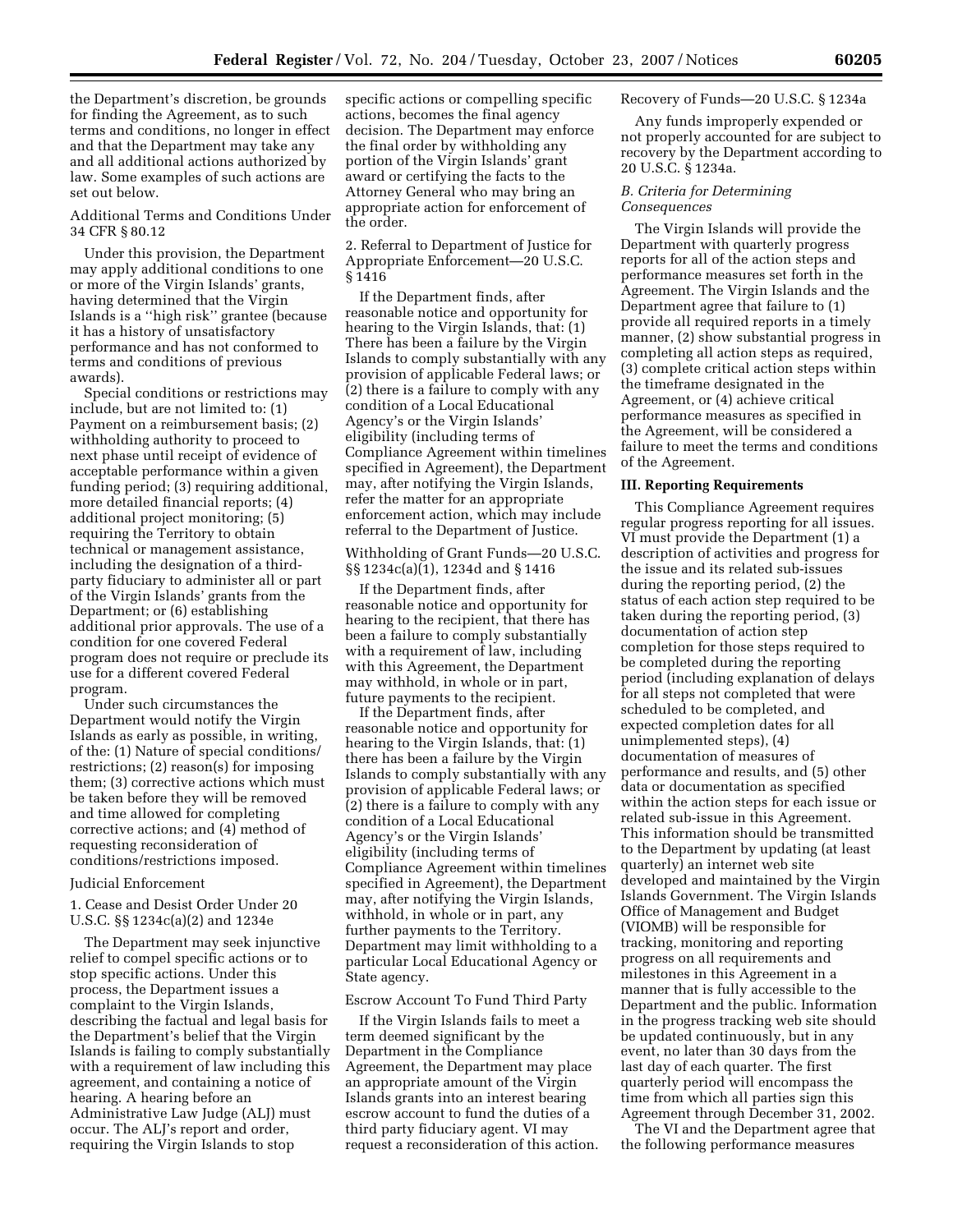the Department's discretion, be grounds for finding the Agreement, as to such terms and conditions, no longer in effect and that the Department may take any and all additional actions authorized by law. Some examples of such actions are set out below.

Additional Terms and Conditions Under 34 CFR § 80.12

Under this provision, the Department may apply additional conditions to one or more of the Virgin Islands' grants, having determined that the Virgin Islands is a ''high risk'' grantee (because it has a history of unsatisfactory performance and has not conformed to terms and conditions of previous awards).

Special conditions or restrictions may include, but are not limited to: (1) Payment on a reimbursement basis; (2) withholding authority to proceed to next phase until receipt of evidence of acceptable performance within a given funding period; (3) requiring additional, more detailed financial reports; (4) additional project monitoring; (5) requiring the Territory to obtain technical or management assistance, including the designation of a third-party fiduciary to administer all or part of the Virgin Islands' grants from the Department; or (6) establishing additional prior approvals. The use of a condition for one covered Federal program does not require or preclude its use for a different covered Federal program.

Under such circumstances the Department would notify the Virgin Islands as early as possible, in writing, of the: (1) Nature of special conditions/restrictions; (2) reason(s) for imposing them; (3) corrective actions which must be taken before they will be removed and time allowed for completing corrective actions; and (4) method of requesting reconsideration of conditions/restrictions imposed.

Judicial Enforcement

1. Cease and Desist Order Under 20 U.S.C. §§ 1234c(a)(2) and 1234e

The Department may seek injunctive relief to compel specific actions or to stop specific actions. Under this process, the Department issues a complaint to the Virgin Islands, describing the factual and legal basis for the Department's belief that the Virgin Islands is failing to comply substantially with a requirement of law including this agreement, and containing a notice of hearing. A hearing before an Administrative Law Judge (ALJ) must occur. The ALJ's report and order, requiring the Virgin Islands to stop specific actions or compelling specific actions, becomes the final agency decision. The Department may enforce the final order by withholding any portion of the Virgin Islands' grant award or certifying the facts to the Attorney General who may bring an appropriate action for enforcement of the order.

2. Referral to Department of Justice for Appropriate Enforcement—20 U.S.C. § 1416

If the Department finds, after reasonable notice and opportunity for hearing to the Virgin Islands, that: (1) There has been a failure by the Virgin Islands to comply substantially with any provision of applicable Federal laws; or (2) there is a failure to comply with any condition of a Local Educational Agency's or the Virgin Islands' eligibility (including terms of Compliance Agreement within timelines specified in Agreement), the Department may, after notifying the Virgin Islands, refer the matter for an appropriate enforcement action, which may include referral to the Department of Justice.

Withholding of Grant Funds—20 U.S.C. §§ 1234c(a)(1), 1234d and § 1416

If the Department finds, after reasonable notice and opportunity for hearing to the recipient, that there has been a failure to comply substantially with a requirement of law, including with this Agreement, the Department may withhold, in whole or in part, future payments to the recipient.

If the Department finds, after reasonable notice and opportunity for hearing to the Virgin Islands, that: (1) there has been a failure by the Virgin Islands to comply substantially with any provision of applicable Federal laws; or (2) there is a failure to comply with any condition of a Local Educational Agency's or the Virgin Islands' eligibility (including terms of Compliance Agreement within timelines specified in Agreement), the Department may, after notifying the Virgin Islands, withhold, in whole or in part, any further payments to the Territory. Department may limit withholding to a particular Local Educational Agency or State agency.

Escrow Account To Fund Third Party

If the Virgin Islands fails to meet a term deemed significant by the Department in the Compliance Agreement, the Department may place an appropriate amount of the Virgin Islands grants into an interest bearing escrow account to fund the duties of a third party fiduciary agent. VI may request a reconsideration of this action.

Recovery of Funds—20 U.S.C. § 1234a

Any funds improperly expended or not properly accounted for are subject to recovery by the Department according to 20 U.S.C. § 1234a.

*B. Criteria for Determining Consequences*

The Virgin Islands will provide the Department with quarterly progress reports for all of the action steps and performance measures set forth in the Agreement. The Virgin Islands and the Department agree that failure to (1) provide all required reports in a timely manner, (2) show substantial progress in completing all action steps as required, (3) complete critical action steps within the timeframe designated in the Agreement, or (4) achieve critical performance measures as specified in the Agreement, will be considered a failure to meet the terms and conditions of the Agreement.

**III. Reporting Requirements**

This Compliance Agreement requires regular progress reporting for all issues. VI must provide the Department (1) a description of activities and progress for the issue and its related sub-issues during the reporting period, (2) the status of each action step required to be taken during the reporting period, (3) documentation of action step completion for those steps required to be completed during the reporting period (including explanation of delays for all steps not completed that were scheduled to be completed, and expected completion dates for all unimplemented steps), (4) documentation of measures of performance and results, and (5) other data or documentation as specified within the action steps for each issue or related sub-issue in this Agreement. This information should be transmitted to the Department by updating (at least quarterly) an internet web site developed and maintained by the Virgin Islands Government. The Virgin Islands Office of Management and Budget (VIOMB) will be responsible for tracking, monitoring and reporting progress on all requirements and milestones in this Agreement in a manner that is fully accessible to the Department and the public. Information in the progress tracking web site should be updated continuously, but in any event, no later than 30 days from the last day of each quarter. The first quarterly period will encompass the time from which all parties sign this Agreement through December 31, 2002.

The VI and the Department agree that the following performance measures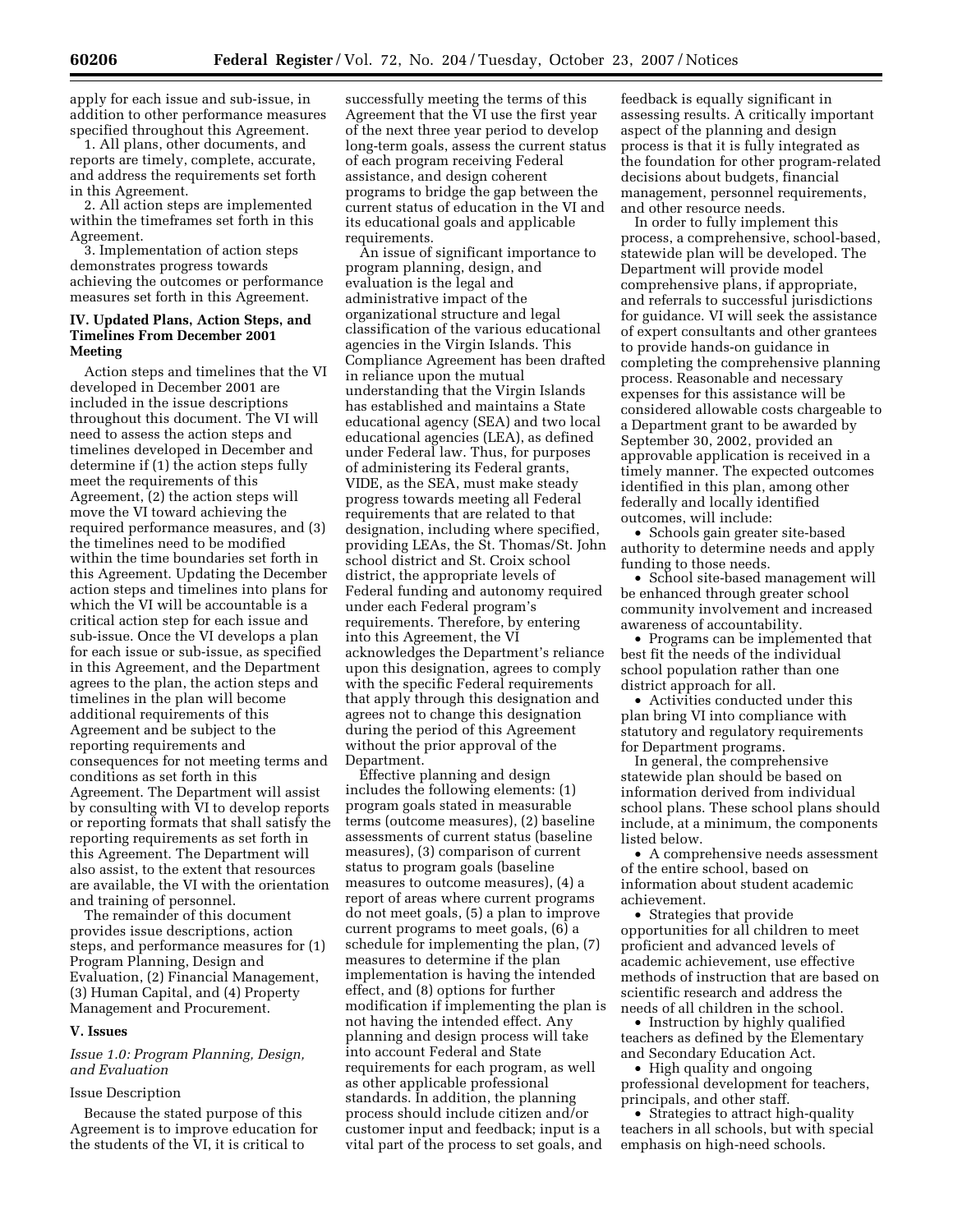apply for each issue and sub-issue, in addition to other performance measures specified throughout this Agreement.

1. All plans, other documents, and reports are timely, complete, accurate, and address the requirements set forth in this Agreement.

2. All action steps are implemented within the timeframes set forth in this Agreement.

3. Implementation of action steps demonstrates progress towards achieving the outcomes or performance measures set forth in this Agreement.

## IV. Updated Plans, Action Steps, and Timelines From December 2001 Meeting

Action steps and timelines that the VI developed in December 2001 are included in the issue descriptions throughout this document. The VI will need to assess the action steps and timelines developed in December and determine if (1) the action steps fully meet the requirements of this Agreement, (2) the action steps will move the VI toward achieving the required performance measures, and (3) the timelines need to be modified within the time boundaries set forth in this Agreement. Updating the December action steps and timelines into plans for which the VI will be accountable is a critical action step for each issue and sub-issue. Once the VI develops a plan for each issue or sub-issue, as specified in this Agreement, and the Department agrees to the plan, the action steps and timelines in the plan will become additional requirements of this Agreement and be subject to the reporting requirements and consequences for not meeting terms and conditions as set forth in this Agreement. The Department will assist by consulting with VI to develop reports or reporting formats that shall satisfy the reporting requirements as set forth in this Agreement. The Department will also assist, to the extent that resources are available, the VI with the orientation and training of personnel.

The remainder of this document provides issue descriptions, action steps, and performance measures for (1) Program Planning, Design and Evaluation, (2) Financial Management, (3) Human Capital, and (4) Property Management and Procurement.

## V. Issues

### *Issue 1.0: Program Planning, Design, and Evaluation*

#### Issue Description

Because the stated purpose of this Agreement is to improve education for the students of the VI, it is critical to successfully meeting the terms of this Agreement that the VI use the first year of the next three year period to develop long-term goals, assess the current status of each program receiving Federal assistance, and design coherent programs to bridge the gap between the current status of education in the VI and its educational goals and applicable requirements.

An issue of significant importance to program planning, design, and evaluation is the legal and administrative impact of the organizational structure and legal classification of the various educational agencies in the Virgin Islands. This Compliance Agreement has been drafted in reliance upon the mutual understanding that the Virgin Islands has established and maintains a State educational agency (SEA) and two local educational agencies (LEA), as defined under Federal law. Thus, for purposes of administering its Federal grants, VIDE, as the SEA, must make steady progress towards meeting all Federal requirements that are related to that designation, including where specified, providing LEAs, the St. Thomas/St. John school district and St. Croix school district, the appropriate levels of Federal funding and autonomy required under each Federal program's requirements. Therefore, by entering into this Agreement, the VI acknowledges the Department's reliance upon this designation, agrees to comply with the specific Federal requirements that apply through this designation and agrees not to change this designation during the period of this Agreement without the prior approval of the Department.

Effective planning and design includes the following elements: (1) program goals stated in measurable terms (outcome measures), (2) baseline assessments of current status (baseline measures), (3) comparison of current status to program goals (baseline measures to outcome measures), (4) a report of areas where current programs do not meet goals, (5) a plan to improve current programs to meet goals, (6) a schedule for implementing the plan, (7) measures to determine if the plan implementation is having the intended effect, and (8) options for further modification if implementing the plan is not having the intended effect. Any planning and design process will take into account Federal and State requirements for each program, as well as other applicable professional standards. In addition, the planning process should include citizen and/or customer input and feedback; input is a vital part of the process to set goals, and feedback is equally significant in assessing results. A critically important aspect of the planning and design process is that it is fully integrated as the foundation for other program-related decisions about budgets, financial management, personnel requirements, and other resource needs.

In order to fully implement this process, a comprehensive, school-based, statewide plan will be developed. The Department will provide model comprehensive plans, if appropriate, and referrals to successful jurisdictions for guidance. VI will seek the assistance of expert consultants and other grantees to provide hands-on guidance in completing the comprehensive planning process. Reasonable and necessary expenses for this assistance will be considered allowable costs chargeable to a Department grant to be awarded by September 30, 2002, provided an approvable application is received in a timely manner. The expected outcomes identified in this plan, among other federally and locally identified outcomes, will include:

- Schools gain greater site-based authority to determine needs and apply funding to those needs.
- School site-based management will be enhanced through greater school community involvement and increased awareness of accountability.
- Programs can be implemented that best fit the needs of the individual school population rather than one district approach for all.
- Activities conducted under this plan bring VI into compliance with statutory and regulatory requirements for Department programs.

In general, the comprehensive statewide plan should be based on information derived from individual school plans. These school plans should include, at a minimum, the components listed below.

- A comprehensive needs assessment of the entire school, based on information about student academic achievement.
- Strategies that provide opportunities for all children to meet proficient and advanced levels of academic achievement, use effective methods of instruction that are based on scientific research and address the needs of all children in the school.
- Instruction by highly qualified teachers as defined by the Elementary and Secondary Education Act.
- High quality and ongoing professional development for teachers, principals, and other staff.
- Strategies to attract high-quality teachers in all schools, but with special emphasis on high-need schools.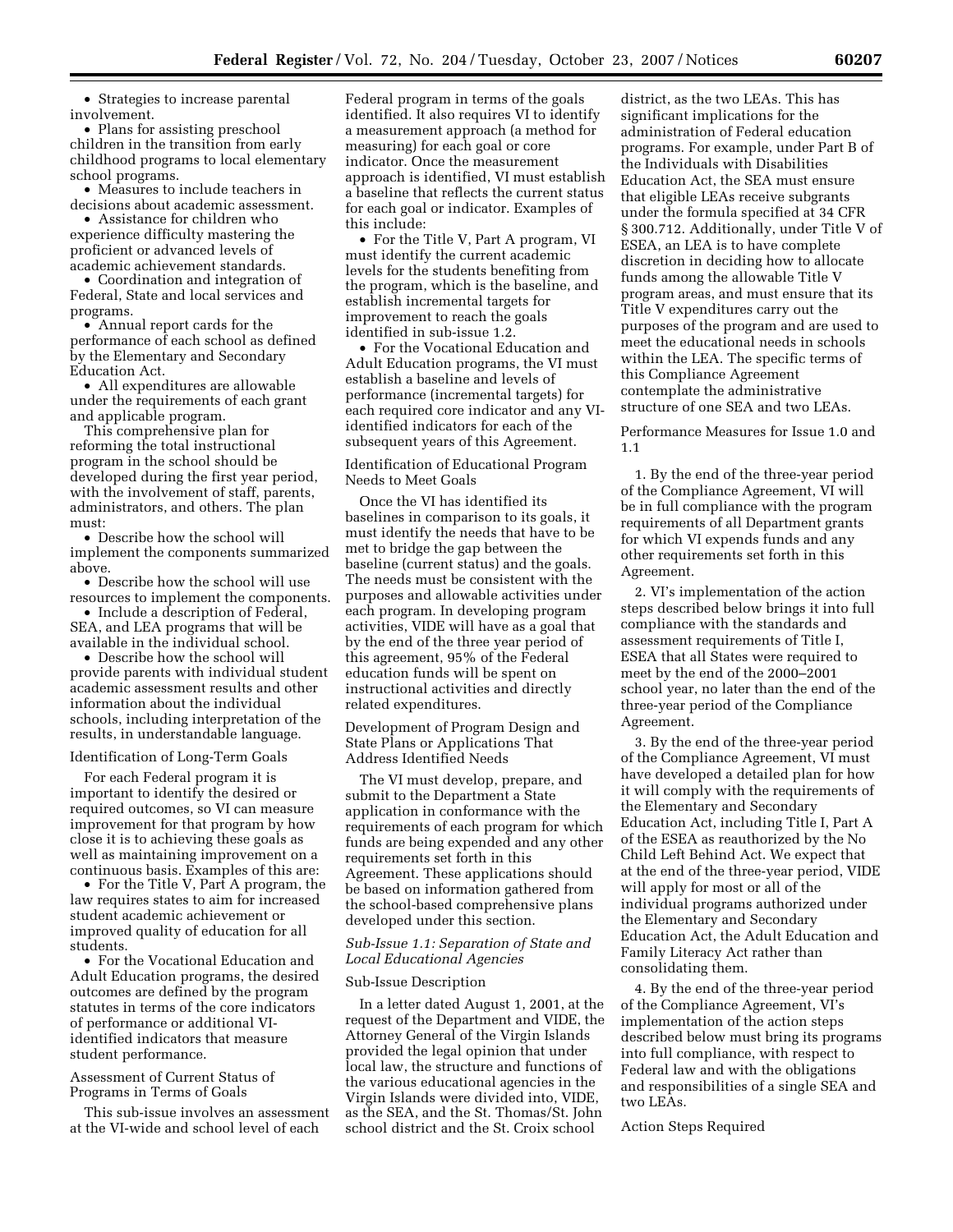- Strategies to increase parental involvement.
- Plans for assisting preschool children in the transition from early childhood programs to local elementary school programs.
- Measures to include teachers in decisions about academic assessment.
- Assistance for children who experience difficulty mastering the proficient or advanced levels of academic achievement standards.
- Coordination and integration of Federal, State and local services and programs.
- Annual report cards for the performance of each school as defined by the Elementary and Secondary Education Act.
- All expenditures are allowable under the requirements of each grant and applicable program.

This comprehensive plan for reforming the total instructional program in the school should be developed during the first year period, with the involvement of staff, parents, administrators, and others. The plan must:

- Describe how the school will implement the components summarized above.
- Describe how the school will use resources to implement the components.
- Include a description of Federal, SEA, and LEA programs that will be available in the individual school.
- Describe how the school will provide parents with individual student academic assessment results and other information about the individual schools, including interpretation of the results, in understandable language.

Identification of Long-Term Goals

For each Federal program it is important to identify the desired or required outcomes, so VI can measure improvement for that program by how close it is to achieving these goals as well as maintaining improvement on a continuous basis. Examples of this are:

- For the Title V, Part A program, the law requires states to aim for increased student academic achievement or improved quality of education for all students.
- For the Vocational Education and Adult Education programs, the desired outcomes are defined by the program statutes in terms of the core indicators of performance or additional VI-identified indicators that measure student performance.

Assessment of Current Status of Programs in Terms of Goals

This sub-issue involves an assessment at the VI-wide and school level of each Federal program in terms of the goals identified. It also requires VI to identify a measurement approach (a method for measuring) for each goal or core indicator. Once the measurement approach is identified, VI must establish a baseline that reflects the current status for each goal or indicator. Examples of this include:

- For the Title V, Part A program, VI must identify the current academic levels for the students benefiting from the program, which is the baseline, and establish incremental targets for improvement to reach the goals identified in sub-issue 1.2.
- For the Vocational Education and Adult Education programs, the VI must establish a baseline and levels of performance (incremental targets) for each required core indicator and any VI-identified indicators for each of the subsequent years of this Agreement.

Identification of Educational Program Needs to Meet Goals

Once the VI has identified its baselines in comparison to its goals, it must identify the needs that have to be met to bridge the gap between the baseline (current status) and the goals. The needs must be consistent with the purposes and allowable activities under each program. In developing program activities, VIDE will have as a goal that by the end of the three year period of this agreement, 95% of the Federal education funds will be spent on instructional activities and directly related expenditures.

Development of Program Design and State Plans or Applications That Address Identified Needs

The VI must develop, prepare, and submit to the Department a State application in conformance with the requirements of each program for which funds are being expended and any other requirements set forth in this Agreement. These applications should be based on information gathered from the school-based comprehensive plans developed under this section.

*Sub-Issue 1.1: Separation of State and Local Educational Agencies*

Sub-Issue Description

In a letter dated August 1, 2001, at the request of the Department and VIDE, the Attorney General of the Virgin Islands provided the legal opinion that under local law, the structure and functions of the various educational agencies in the Virgin Islands were divided into, VIDE, as the SEA, and the St. Thomas/St. John school district and the St. Croix school district, as the two LEAs. This has significant implications for the administration of Federal education programs. For example, under Part B of the Individuals with Disabilities Education Act, the SEA must ensure that eligible LEAs receive subgrants under the formula specified at 34 CFR § 300.712. Additionally, under Title V of ESEA, an LEA is to have complete discretion in deciding how to allocate funds among the allowable Title V program areas, and must ensure that its Title V expenditures carry out the purposes of the program and are used to meet the educational needs in schools within the LEA. The specific terms of this Compliance Agreement contemplate the administrative structure of one SEA and two LEAs.

Performance Measures for Issue 1.0 and 1.1

1. By the end of the three-year period of the Compliance Agreement, VI will be in full compliance with the program requirements of all Department grants for which VI expends funds and any other requirements set forth in this Agreement.

2. VI's implementation of the action steps described below brings it into full compliance with the standards and assessment requirements of Title I, ESEA that all States were required to meet by the end of the 2000–2001 school year, no later than the end of the three-year period of the Compliance Agreement.

3. By the end of the three-year period of the Compliance Agreement, VI must have developed a detailed plan for how it will comply with the requirements of the Elementary and Secondary Education Act, including Title I, Part A of the ESEA as reauthorized by the No Child Left Behind Act. We expect that at the end of the three-year period, VIDE will apply for most or all of the individual programs authorized under the Elementary and Secondary Education Act, the Adult Education and Family Literacy Act rather than consolidating them.

4. By the end of the three-year period of the Compliance Agreement, VI's implementation of the action steps described below must bring its programs into full compliance, with respect to Federal law and with the obligations and responsibilities of a single SEA and two LEAs.

Action Steps Required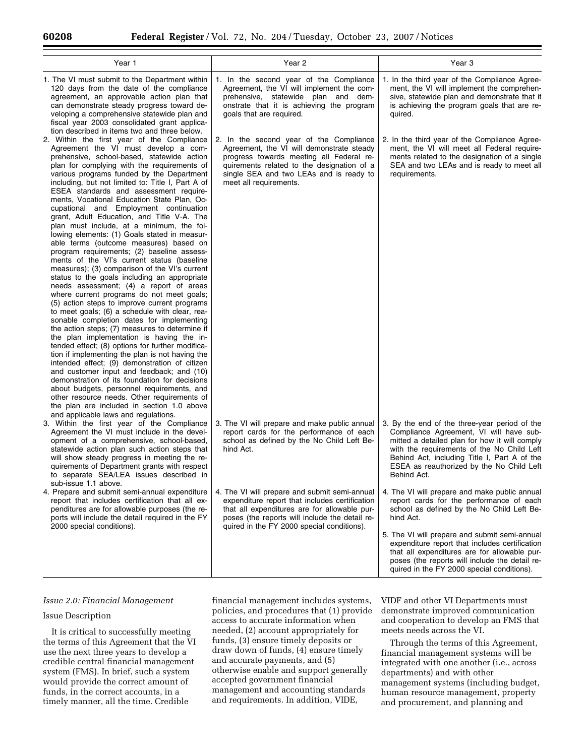| Year 1 | Year 2 | Year 3 |
|---|---|---|
| 1. The VI must submit to the Department within 120 days from the date of the compliance agreement, an approvable action plan that can demonstrate steady progress toward developing a comprehensive statewide plan and fiscal year 2003 consolidated grant application described in items two and three below. | 1. In the second year of the Compliance Agreement, the VI will implement the comprehensive, statewide plan and demonstrate that it is achieving the program goals that are required. | 1. In the third year of the Compliance Agreement, the VI will implement the comprehensive, statewide plan and demonstrate that it is achieving the program goals that are required. |
| 2. Within the first year of the Compliance Agreement the VI must develop a comprehensive, school-based, statewide action plan for complying with the requirements of various programs funded by the Department including, but not limited to: Title I, Part A of ESEA standards and assessment requirements, Vocational Education State Plan, Occupational and Employment continuation grant, Adult Education, and Title V-A. The plan must include, at a minimum, the following elements: (1) Goals stated in measurable terms (outcome measures) based on program requirements; (2) baseline assessments of the VI's current status (baseline measures); (3) comparison of the VI's current status to the goals including an appropriate needs assessment; (4) a report of areas where current programs do not meet goals; (5) action steps to improve current programs to meet goals; (6) a schedule with clear, reasonable completion dates for implementing the action steps; (7) measures to determine if the plan implementation is having the intended effect; (8) options for further modification if implementing the plan is not having the intended effect; (9) demonstration of citizen and customer input and feedback; and (10) demonstration of its foundation for decisions about budgets, personnel requirements, and other resource needs. Other requirements of the plan are included in section 1.0 above and applicable laws and regulations. | 2. In the second year of the Compliance Agreement, the VI will demonstrate steady progress towards meeting all Federal requirements related to the designation of a single SEA and two LEAs and is ready to meet all requirements. | 2. In the third year of the Compliance Agreement, the VI will meet all Federal requirements related to the designation of a single SEA and two LEAs and is ready to meet all requirements. |
| 3. Within the first year of the Compliance Agreement the VI must include in the development of a comprehensive, school-based, statewide action plan such action steps that will show steady progress in meeting the requirements of Department grants with respect to separate SEA/LEA issues described in sub-issue 1.1 above. | 3. The VI will prepare and make public annual report cards for the performance of each school as defined by the No Child Left Behind Act. | 3. By the end of the three-year period of the Compliance Agreement, VI will have submitted a detailed plan for how it will comply with the requirements of the No Child Left Behind Act, including Title I, Part A of the ESEA as reauthorized by the No Child Left Behind Act. |
| 4. Prepare and submit semi-annual expenditure report that includes certification that all expenditures are for allowable purposes (the reports will include the detail required in the FY 2000 special conditions). | 4. The VI will prepare and submit semi-annual expenditure report that includes certification that all expenditures are for allowable purposes (the reports will include the detail required in the FY 2000 special conditions). | 4. The VI will prepare and make public annual report cards for the performance of each school as defined by the No Child Left Behind Act. |
| | | 5. The VI will prepare and submit semi-annual expenditure report that includes certification that all expenditures are for allowable purposes (the reports will include the detail required in the FY 2000 special conditions). |

*Issue 2.0: Financial Management*

Issue Description

It is critical to successfully meeting the terms of this Agreement that the VI use the next three years to develop a credible central financial management system (FMS). In brief, such a system would provide the correct amount of funds, in the correct accounts, in a timely manner, all the time. Credible financial management includes systems, policies, and procedures that (1) provide access to accurate information when needed, (2) account appropriately for funds, (3) ensure timely deposits or draw down of funds, (4) ensure timely and accurate payments, and (5) otherwise enable and support generally accepted government financial management and accounting standards and requirements. In addition, VIDE, VIDF and other VI Departments must demonstrate improved communication and cooperation to develop an FMS that meets needs across the VI.

Through the terms of this Agreement, financial management systems will be integrated with one another (i.e., across departments) and with other management systems (including budget, human resource management, property and procurement, and planning and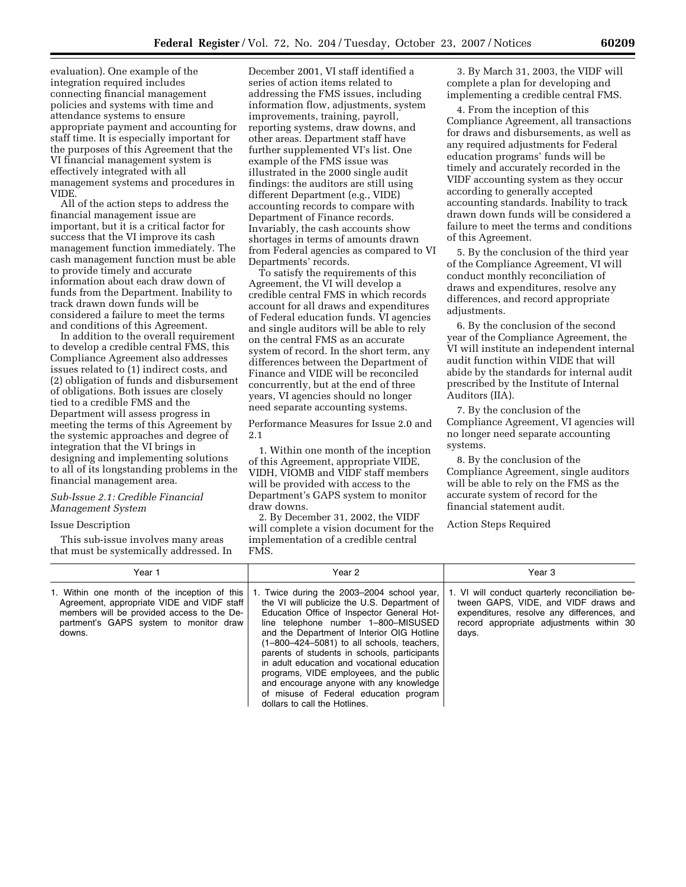evaluation). One example of the integration required includes connecting financial management policies and systems with time and attendance systems to ensure appropriate payment and accounting for staff time. It is especially important for the purposes of this Agreement that the VI financial management system is effectively integrated with all management systems and procedures in VIDE.

All of the action steps to address the financial management issue are important, but it is a critical factor for success that the VI improve its cash management function immediately. The cash management function must be able to provide timely and accurate information about each draw down of funds from the Department. Inability to track drawn down funds will be considered a failure to meet the terms and conditions of this Agreement.

In addition to the overall requirement to develop a credible central FMS, this Compliance Agreement also addresses issues related to (1) indirect costs, and (2) obligation of funds and disbursement of obligations. Both issues are closely tied to a credible FMS and the Department will assess progress in meeting the terms of this Agreement by the systemic approaches and degree of integration that the VI brings in designing and implementing solutions to all of its longstanding problems in the financial management area.

*Sub-Issue 2.1: Credible Financial Management System*

Issue Description

This sub-issue involves many areas that must be systemically addressed. In December 2001, VI staff identified a series of action items related to addressing the FMS issues, including information flow, adjustments, system improvements, training, payroll, reporting systems, draw downs, and other areas. Department staff have further supplemented VI's list. One example of the FMS issue was illustrated in the 2000 single audit findings: the auditors are still using different Department (e.g., VIDE) accounting records to compare with Department of Finance records. Invariably, the cash accounts show shortages in terms of amounts drawn from Federal agencies as compared to VI Departments' records.

To satisfy the requirements of this Agreement, the VI will develop a credible central FMS in which records account for all draws and expenditures of Federal education funds. VI agencies and single auditors will be able to rely on the central FMS as an accurate system of record. In the short term, any differences between the Department of Finance and VIDE will be reconciled concurrently, but at the end of three years, VI agencies should no longer need separate accounting systems.

Performance Measures for Issue 2.0 and 2.1

1. Within one month of the inception of this Agreement, appropriate VIDE, VIDH, VIOMB and VIDF staff members will be provided with access to the Department's GAPS system to monitor draw downs.

2. By December 31, 2002, the VIDF will complete a vision document for the implementation of a credible central FMS.

3. By March 31, 2003, the VIDF will complete a plan for developing and implementing a credible central FMS.

4. From the inception of this Compliance Agreement, all transactions for draws and disbursements, as well as any required adjustments for Federal education programs' funds will be timely and accurately recorded in the VIDF accounting system as they occur according to generally accepted accounting standards. Inability to track drawn down funds will be considered a failure to meet the terms and conditions of this Agreement.

5. By the conclusion of the third year of the Compliance Agreement, VI will conduct monthly reconciliation of draws and expenditures, resolve any differences, and record appropriate adjustments.

6. By the conclusion of the second year of the Compliance Agreement, the VI will institute an independent internal audit function within VIDE that will abide by the standards for internal audit prescribed by the Institute of Internal Auditors (IIA).

7. By the conclusion of the Compliance Agreement, VI agencies will no longer need separate accounting systems.

8. By the conclusion of the Compliance Agreement, single auditors will be able to rely on the FMS as the accurate system of record for the financial statement audit.

Action Steps Required

| Year 1 | Year 2 | Year 3 |
|---|---|---|
| 1. Within one month of the inception of this Agreement, appropriate VIDE and VIDF staff members will be provided access to the Department's GAPS system to monitor draw downs. | 1. Twice during the 2003–2004 school year, the VI will publicize the U.S. Department of Education Office of Inspector General Hotline telephone number 1–800–MISUSED and the Department of Interior OIG Hotline (1–800–424–5081) to all schools, teachers, parents of students in schools, participants in adult education and vocational education programs, VIDE employees, and the public and encourage anyone with any knowledge of misuse of Federal education program dollars to call the Hotlines. | 1. VI will conduct quarterly reconciliation between GAPS, VIDE, and VIDF draws and expenditures, resolve any differences, and record appropriate adjustments within 30 days. |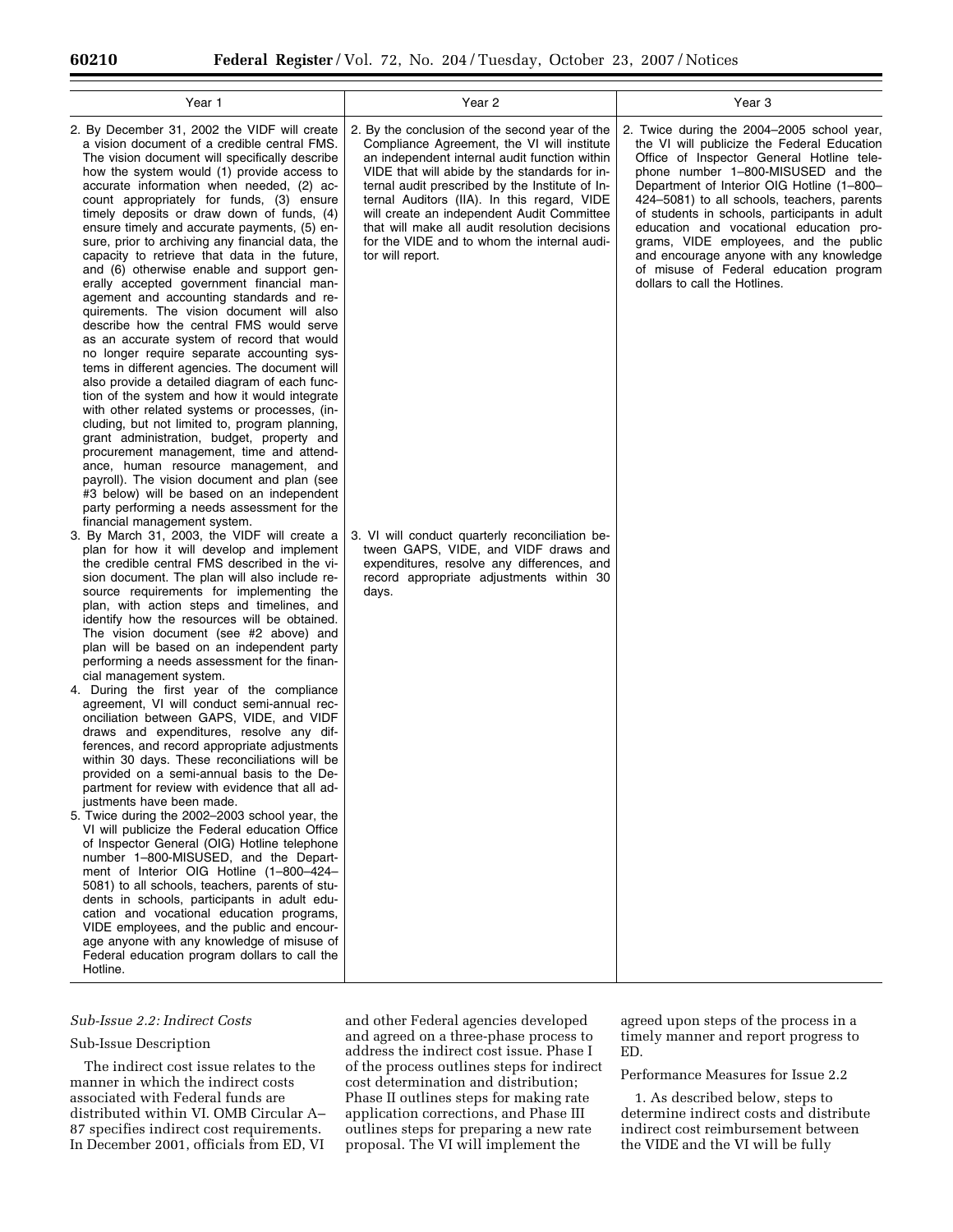| Year 1 | Year 2 | Year 3 |
| --- | --- | --- |
| 2. By December 31, 2002 the VIDF will create a vision document of a credible central FMS. The vision document will specifically describe how the system would (1) provide access to accurate information when needed, (2) account appropriately for funds, (3) ensure timely deposits or draw down of funds, (4) ensure timely and accurate payments, (5) ensure, prior to archiving any financial data, the capacity to retrieve that data in the future, and (6) otherwise enable and support generally accepted government financial management and accounting standards and requirements. The vision document will also describe how the central FMS would serve as an accurate system of record that would no longer require separate accounting systems in different agencies. The document will also provide a detailed diagram of each function of the system and how it would integrate with other related systems or processes, (including, but not limited to, program planning, grant administration, budget, property and procurement management, time and attendance, human resource management, and payroll). The vision document and plan (see #3 below) will be based on an independent party performing a needs assessment for the financial management system. | 2. By the conclusion of the second year of the Compliance Agreement, the VI will institute an independent internal audit function within VIDE that will abide by the standards for internal audit prescribed by the Institute of Internal Auditors (IIA). In this regard, VIDE will create an independent Audit Committee that will make all audit resolution decisions for the VIDE and to whom the internal auditor will report. | 2. Twice during the 2004–2005 school year, the VI will publicize the Federal Education Office of Inspector General Hotline telephone number 1–800-MISUSED and the Department of Interior OIG Hotline (1–800–424–5081) to all schools, teachers, parents of students in schools, participants in adult education and vocational education programs, VIDE employees, and the public and encourage anyone with any knowledge of misuse of Federal education program dollars to call the Hotlines. |
| 3. By March 31, 2003, the VIDF will create a plan for how it will develop and implement the credible central FMS described in the vision document. The plan will also include resource requirements for implementing the plan, with action steps and timelines, and identify how the resources will be obtained. The vision document (see #2 above) and plan will be based on an independent party performing a needs assessment for the financial management system. | 3. VI will conduct quarterly reconciliation between GAPS, VIDE, and VIDF draws and expenditures, resolve any differences, and record appropriate adjustments within 30 days. | |
| 4. During the first year of the compliance agreement, VI will conduct semi-annual reconciliation between GAPS, VIDE, and VIDF draws and expenditures, resolve any differences, and record appropriate adjustments within 30 days. These reconciliations will be provided on a semi-annual basis to the Department for review with evidence that all adjustments have been made. | | |
| 5. Twice during the 2002–2003 school year, the VI will publicize the Federal education Office of Inspector General (OIG) Hotline telephone number 1–800-MISUSED, and the Department of Interior OIG Hotline (1–800–424–5081) to all schools, teachers, parents of students in schools, participants in adult education and vocational education programs, VIDE employees, and the public and encourage anyone with any knowledge of misuse of Federal education program dollars to call the Hotline. | | |

*Sub-Issue 2.2: Indirect Costs*

Sub-Issue Description

The indirect cost issue relates to the manner in which the indirect costs associated with Federal funds are distributed within VI. OMB Circular A–87 specifies indirect cost requirements. In December 2001, officials from ED, VI and other Federal agencies developed and agreed on a three-phase process to address the indirect cost issue. Phase I of the process outlines steps for indirect cost determination and distribution; Phase II outlines steps for making rate application corrections, and Phase III outlines steps for preparing a new rate proposal. The VI will implement the agreed upon steps of the process in a timely manner and report progress to ED.

Performance Measures for Issue 2.2

1. As described below, steps to determine indirect costs and distribute indirect cost reimbursement between the VIDE and the VI will be fully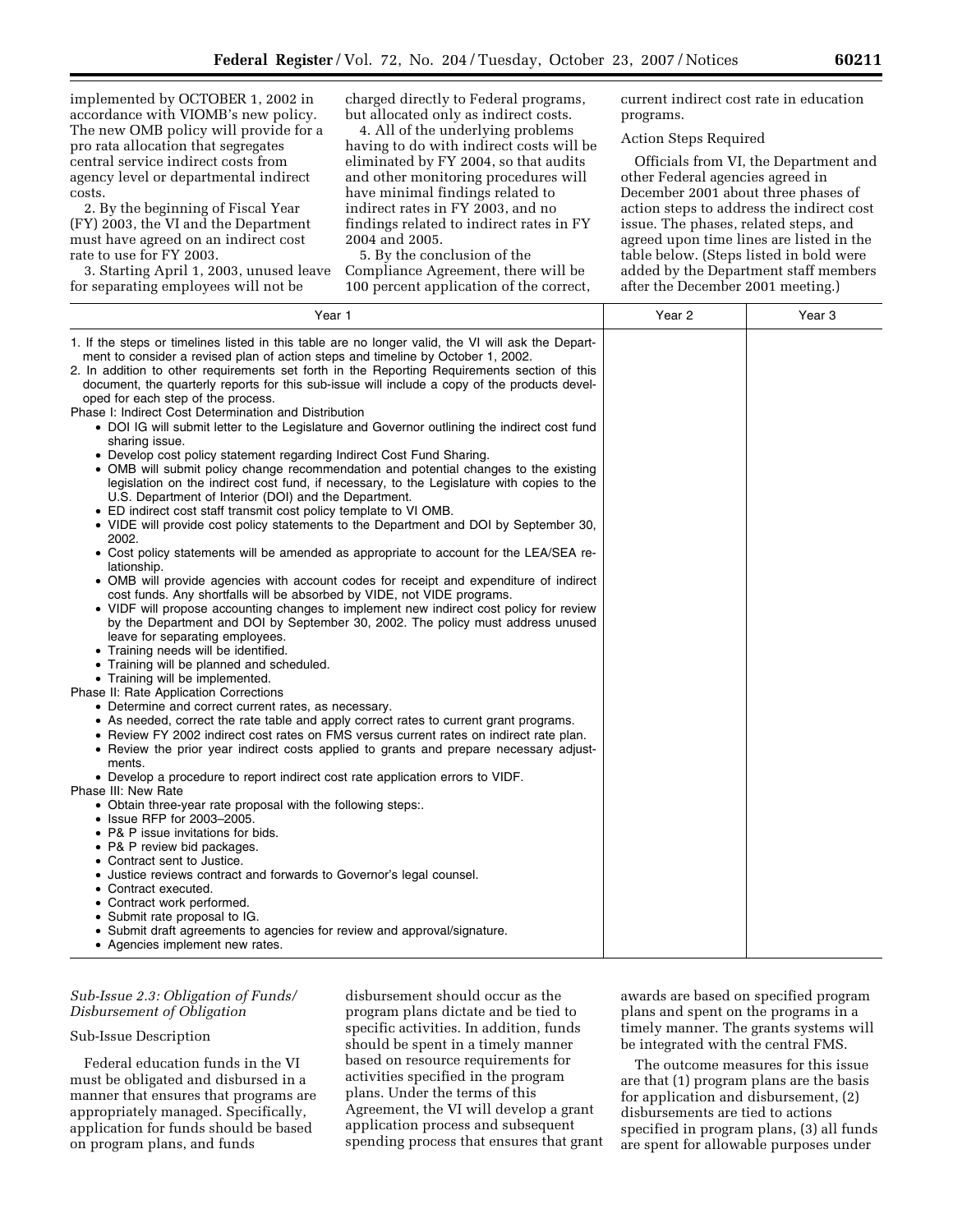implemented by OCTOBER 1, 2002 in accordance with VIOMB's new policy. The new OMB policy will provide for a pro rata allocation that segregates central service indirect costs from agency level or departmental indirect costs.

2. By the beginning of Fiscal Year (FY) 2003, the VI and the Department must have agreed on an indirect cost rate to use for FY 2003.

3. Starting April 1, 2003, unused leave for separating employees will not be charged directly to Federal programs, but allocated only as indirect costs.

4. All of the underlying problems having to do with indirect costs will be eliminated by FY 2004, so that audits and other monitoring procedures will have minimal findings related to indirect rates in FY 2003, and no findings related to indirect rates in FY 2004 and 2005.

5. By the conclusion of the Compliance Agreement, there will be 100 percent application of the correct, current indirect cost rate in education programs.

Action Steps Required

Officials from VI, the Department and other Federal agencies agreed in December 2001 about three phases of action steps to address the indirect cost issue. The phases, related steps, and agreed upon time lines are listed in the table below. (Steps listed in bold were added by the Department staff members after the December 2001 meeting.)

| Year 1 | Year 2 | Year 3 |
| --- | --- | --- |
| 1. If the steps or timelines listed in this table are no longer valid, the VI will ask the Department to consider a revised plan of action steps and timeline by October 1, 2002.<br>2. In addition to other requirements set forth in the Reporting Requirements section of this document, the quarterly reports for this sub-issue will include a copy of the products developed for each step of the process.<br>Phase I: Indirect Cost Determination and Distribution<br>• DOI IG will submit letter to the Legislature and Governor outlining the indirect cost fund sharing issue.<br>• Develop cost policy statement regarding Indirect Cost Fund Sharing.<br>• OMB will submit policy change recommendation and potential changes to the existing legislation on the indirect cost fund, if necessary, to the Legislature with copies to the U.S. Department of Interior (DOI) and the Department.<br>• ED indirect cost staff transmit cost policy template to VI OMB.<br>• VIDE will provide cost policy statements to the Department and DOI by September 30, 2002.<br>• Cost policy statements will be amended as appropriate to account for the LEA/SEA relationship.<br>• OMB will provide agencies with account codes for receipt and expenditure of indirect cost funds. Any shortfalls will be absorbed by VIDE, not VIDE programs.<br>• VIDF will propose accounting changes to implement new indirect cost policy for review by the Department and DOI by September 30, 2002. The policy must address unused leave for separating employees.<br>• Training needs will be identified.<br>• Training will be planned and scheduled.<br>• Training will be implemented.<br>Phase II: Rate Application Corrections<br>• Determine and correct current rates, as necessary.<br>• As needed, correct the rate table and apply correct rates to current grant programs.<br>• Review FY 2002 indirect cost rates on FMS versus current rates on indirect rate plan.<br>• Review the prior year indirect costs applied to grants and prepare necessary adjustments.<br>• Develop a procedure to report indirect cost rate application errors to VIDF.<br>Phase III: New Rate<br>• Obtain three-year rate proposal with the following steps:.<br>• Issue RFP for 2003–2005.<br>• P& P issue invitations for bids.<br>• P& P review bid packages.<br>• Contract sent to Justice.<br>• Justice reviews contract and forwards to Governor's legal counsel.<br>• Contract executed.<br>• Contract work performed.<br>• Submit rate proposal to IG.<br>• Submit draft agreements to agencies for review and approval/signature.<br>• Agencies implement new rates. | | |

*Sub-Issue 2.3: Obligation of Funds/ Disbursement of Obligation*

Sub-Issue Description

Federal education funds in the VI must be obligated and disbursed in a manner that ensures that programs are appropriately managed. Specifically, application for funds should be based on program plans, and funds disbursement should occur as the program plans dictate and be tied to specific activities. In addition, funds should be spent in a timely manner based on resource requirements for activities specified in the program plans. Under the terms of this Agreement, the VI will develop a grant application process and subsequent spending process that ensures that grant awards are based on specified program plans and spent on the programs in a timely manner. The grants systems will be integrated with the central FMS.

The outcome measures for this issue are that (1) program plans are the basis for application and disbursement, (2) disbursements are tied to actions specified in program plans, (3) all funds are spent for allowable purposes under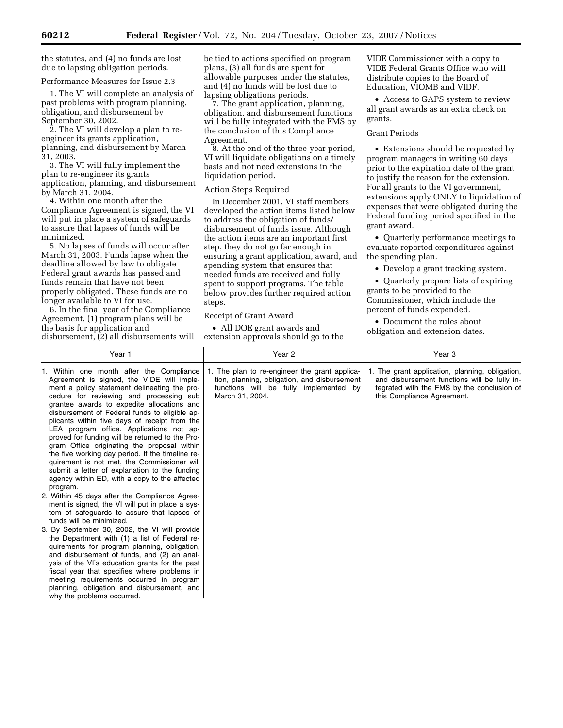the statutes, and (4) no funds are lost due to lapsing obligation periods.

Performance Measures for Issue 2.3

1. The VI will complete an analysis of past problems with program planning, obligation, and disbursement by September 30, 2002.

2. The VI will develop a plan to re-engineer its grants application, planning, and disbursement by March 31, 2003.

3. The VI will fully implement the plan to re-engineer its grants application, planning, and disbursement by March 31, 2004.

4. Within one month after the Compliance Agreement is signed, the VI will put in place a system of safeguards to assure that lapses of funds will be minimized.

5. No lapses of funds will occur after March 31, 2003. Funds lapse when the deadline allowed by law to obligate Federal grant awards has passed and funds remain that have not been properly obligated. These funds are no longer available to VI for use.

6. In the final year of the Compliance Agreement, (1) program plans will be the basis for application and disbursement, (2) all disbursements will be tied to actions specified on program plans, (3) all funds are spent for allowable purposes under the statutes, and (4) no funds will be lost due to lapsing obligations periods.

7. The grant application, planning, obligation, and disbursement functions will be fully integrated with the FMS by the conclusion of this Compliance Agreement.

8. At the end of the three-year period, VI will liquidate obligations on a timely basis and not need extensions in the liquidation period.

Action Steps Required

In December 2001, VI staff members developed the action items listed below to address the obligation of funds/disbursement of funds issue. Although the action items are an important first step, they do not go far enough in ensuring a grant application, award, and spending system that ensures that needed funds are received and fully spent to support programs. The table below provides further required action steps.

Receipt of Grant Award

- All DOE grant awards and extension approvals should go to the VIDE Commissioner with a copy to VIDE Federal Grants Office who will distribute copies to the Board of Education, VIOMB and VIDF.
- Access to GAPS system to review all grant awards as an extra check on grants.

Grant Periods

- Extensions should be requested by program managers in writing 60 days prior to the expiration date of the grant to justify the reason for the extension. For all grants to the VI government, extensions apply ONLY to liquidation of expenses that were obligated during the Federal funding period specified in the grant award.
- Quarterly performance meetings to evaluate reported expenditures against the spending plan.
- Develop a grant tracking system.
- Quarterly prepare lists of expiring grants to be provided to the Commissioner, which include the percent of funds expended.
- Document the rules about obligation and extension dates.

| Year 1 | Year 2 | Year 3 |
| --- | --- | --- |
| 1. Within one month after the Compliance Agreement is signed, the VIDE will implement a policy statement delineating the procedure for reviewing and processing sub grantee awards to expedite allocations and disbursement of Federal funds to eligible applicants within five days of receipt from the LEA program office. Applications not approved for funding will be returned to the Program Office originating the proposal within the five working day period. If the timeline requirement is not met, the Commissioner will submit a letter of explanation to the funding agency within ED, with a copy to the affected program.<br>2. Within 45 days after the Compliance Agreement is signed, the VI will put in place a system of safeguards to assure that lapses of funds will be minimized.<br>3. By September 30, 2002, the VI will provide the Department with (1) a list of Federal requirements for program planning, obligation, and disbursement of funds, and (2) an analysis of the VI's education grants for the past fiscal year that specifies where problems in meeting requirements occurred in program planning, obligation and disbursement, and why the problems occurred. | 1. The plan to re-engineer the grant application, planning, obligation, and disbursement functions will be fully implemented by March 31, 2004. | 1. The grant application, planning, obligation, and disbursement functions will be fully integrated with the FMS by the conclusion of this Compliance Agreement. |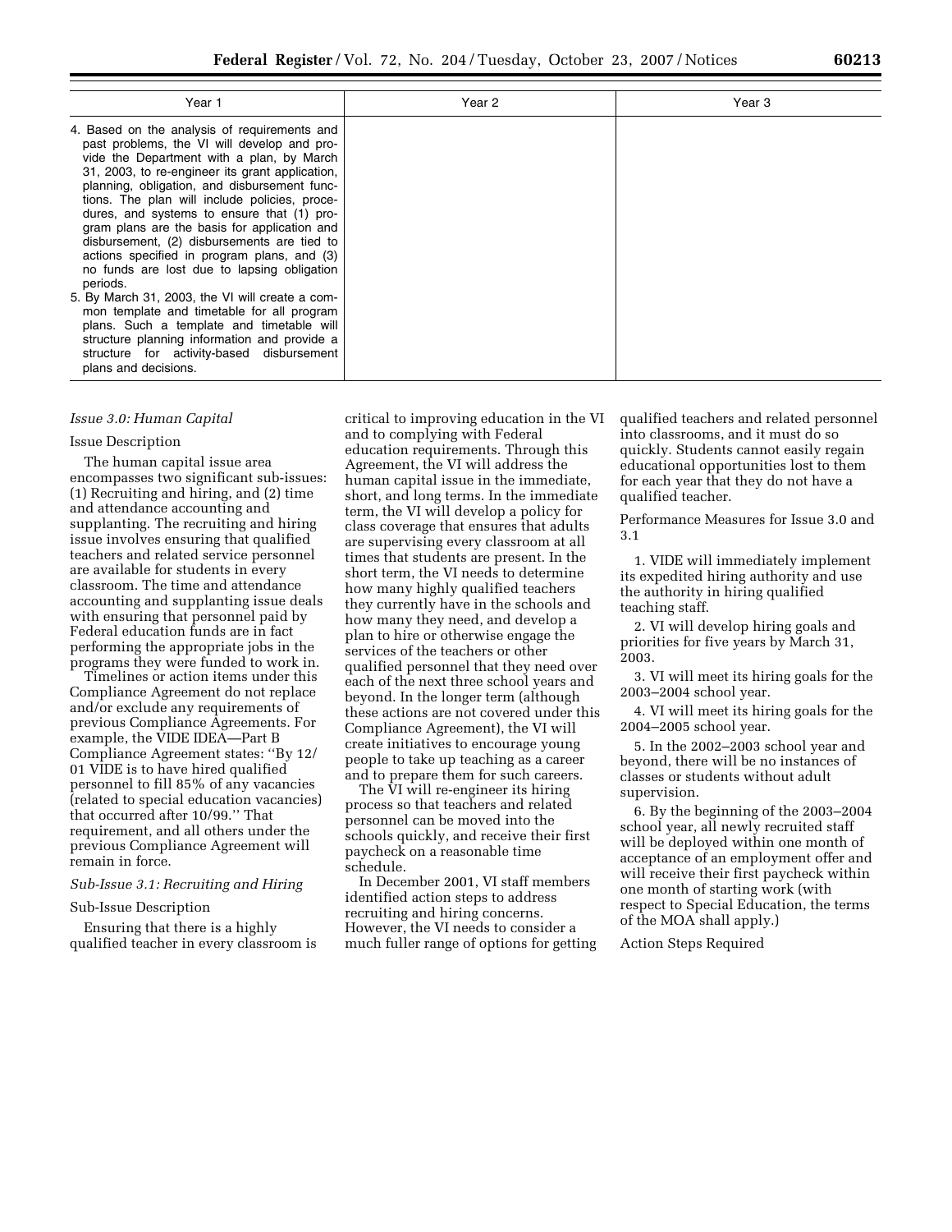| Year 1 | Year 2 | Year 3 |
|---|---|---|
| 4. Based on the analysis of requirements and past problems, the VI will develop and provide the Department with a plan, by March 31, 2003, to re-engineer its grant application, planning, obligation, and disbursement functions. The plan will include policies, procedures, and systems to ensure that (1) program plans are the basis for application and disbursement, (2) disbursements are tied to actions specified in program plans, and (3) no funds are lost due to lapsing obligation periods.<br>5. By March 31, 2003, the VI will create a common template and timetable for all program plans. Such a template and timetable will structure planning information and provide a structure for activity-based disbursement plans and decisions. | | |

*Issue 3.0: Human Capital*

Issue Description

The human capital issue area encompasses two significant sub-issues: (1) Recruiting and hiring, and (2) time and attendance accounting and supplanting. The recruiting and hiring issue involves ensuring that qualified teachers and related service personnel are available for students in every classroom. The time and attendance accounting and supplanting issue deals with ensuring that personnel paid by Federal education funds are in fact performing the appropriate jobs in the programs they were funded to work in.

Timelines or action items under this Compliance Agreement do not replace and/or exclude any requirements of previous Compliance Agreements. For example, the VIDE IDEA—Part B Compliance Agreement states: ''By 12/01 VIDE is to have hired qualified personnel to fill 85% of any vacancies (related to special education vacancies) that occurred after 10/99.'' That requirement, and all others under the previous Compliance Agreement will remain in force.

*Sub-Issue 3.1: Recruiting and Hiring*

Sub-Issue Description

Ensuring that there is a highly qualified teacher in every classroom is critical to improving education in the VI and to complying with Federal education requirements. Through this Agreement, the VI will address the human capital issue in the immediate, short, and long terms. In the immediate term, the VI will develop a policy for class coverage that ensures that adults are supervising every classroom at all times that students are present. In the short term, the VI needs to determine how many highly qualified teachers they currently have in the schools and how many they need, and develop a plan to hire or otherwise engage the services of the teachers or other qualified personnel that they need over each of the next three school years and beyond. In the longer term (although these actions are not covered under this Compliance Agreement), the VI will create initiatives to encourage young people to take up teaching as a career and to prepare them for such careers.

The VI will re-engineer its hiring process so that teachers and related personnel can be moved into the schools quickly, and receive their first paycheck on a reasonable time schedule.

In December 2001, VI staff members identified action steps to address recruiting and hiring concerns. However, the VI needs to consider a much fuller range of options for getting qualified teachers and related personnel into classrooms, and it must do so quickly. Students cannot easily regain educational opportunities lost to them for each year that they do not have a qualified teacher.

Performance Measures for Issue 3.0 and 3.1

1. VIDE will immediately implement its expedited hiring authority and use the authority in hiring qualified teaching staff.

2. VI will develop hiring goals and priorities for five years by March 31, 2003.

3. VI will meet its hiring goals for the 2003–2004 school year.

4. VI will meet its hiring goals for the 2004–2005 school year.

5. In the 2002–2003 school year and beyond, there will be no instances of classes or students without adult supervision.

6. By the beginning of the 2003–2004 school year, all newly recruited staff will be deployed within one month of acceptance of an employment offer and will receive their first paycheck within one month of starting work (with respect to Special Education, the terms of the MOA shall apply.)

Action Steps Required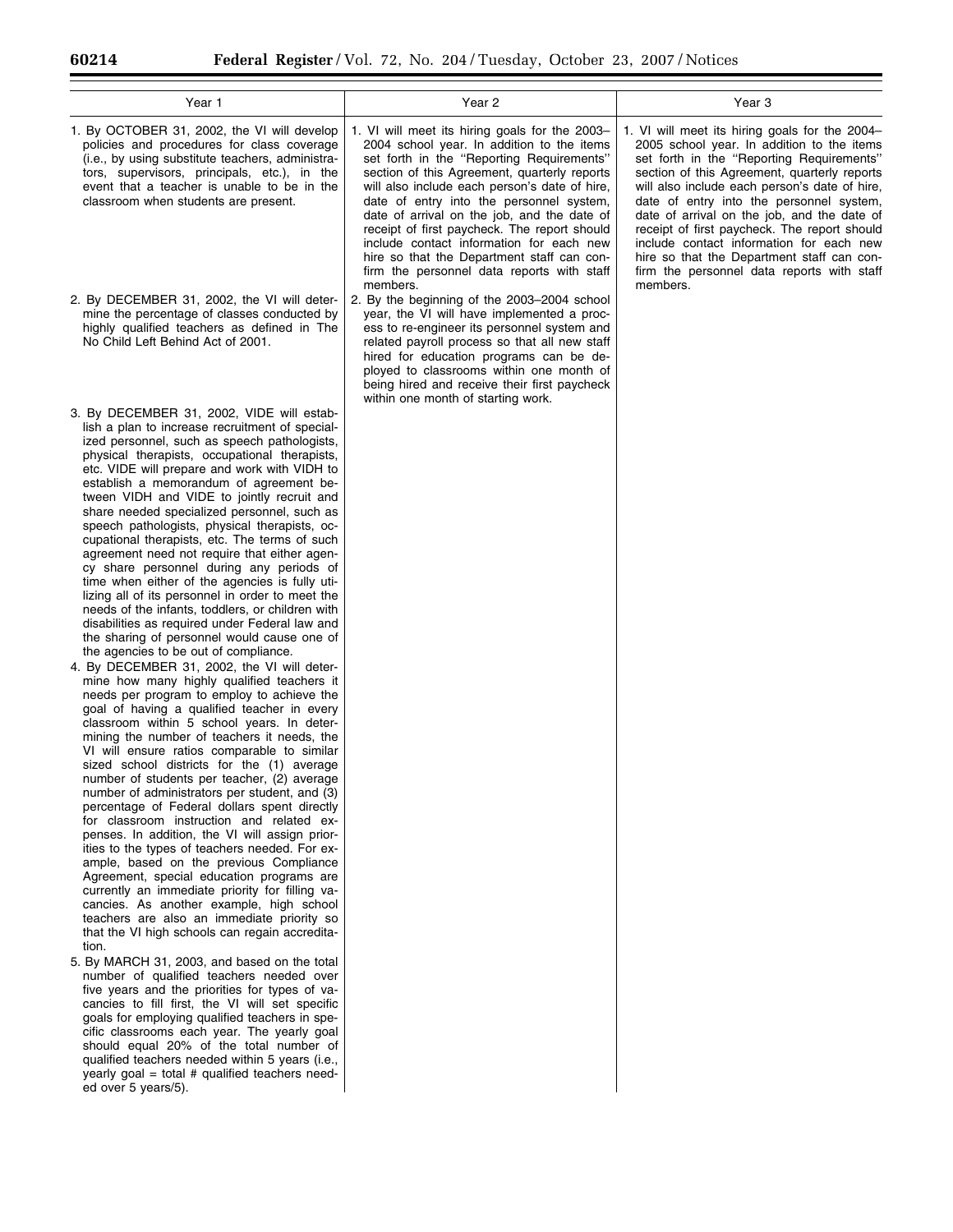| Year 1 | Year 2 | Year 3 |
|---|---|---|
| 1. By OCTOBER 31, 2002, the VI will develop policies and procedures for class coverage (i.e., by using substitute teachers, administrators, supervisors, principals, etc.), in the event that a teacher is unable to be in the classroom when students are present. | 1. VI will meet its hiring goals for the 2003–2004 school year. In addition to the items set forth in the "Reporting Requirements" section of this Agreement, quarterly reports will also include each person's date of hire, date of entry into the personnel system, date of arrival on the job, and the date of receipt of first paycheck. The report should include contact information for each new hire so that the Department staff can confirm the personnel data reports with staff members. | 1. VI will meet its hiring goals for the 2004–2005 school year. In addition to the items set forth in the "Reporting Requirements" section of this Agreement, quarterly reports will also include each person's date of hire, date of entry into the personnel system, date of arrival on the job, and the date of receipt of first paycheck. The report should include contact information for each new hire so that the Department staff can confirm the personnel data reports with staff members. |
| 2. By DECEMBER 31, 2002, the VI will determine the percentage of classes conducted by highly qualified teachers as defined in The No Child Left Behind Act of 2001. | 2. By the beginning of the 2003–2004 school year, the VI will have implemented a process to re-engineer its personnel system and related payroll process so that all new staff hired for education programs can be deployed to classrooms within one month of being hired and receive their first paycheck within one month of starting work. | |
| 3. By DECEMBER 31, 2002, VIDE will establish a plan to increase recruitment of specialized personnel, such as speech pathologists, physical therapists, occupational therapists, etc. VIDE will prepare and work with VIDH to establish a memorandum of agreement between VIDH and VIDE to jointly recruit and share needed specialized personnel, such as speech pathologists, physical therapists, occupational therapists, etc. The terms of such agreement need not require that either agency share personnel during any periods of time when either of the agencies is fully utilizing all of its personnel in order to meet the needs of the infants, toddlers, or children with disabilities as required under Federal law and the sharing of personnel would cause one of the agencies to be out of compliance. | | |
| 4. By DECEMBER 31, 2002, the VI will determine how many highly qualified teachers it needs per program to employ to achieve the goal of having a qualified teacher in every classroom within 5 school years. In determining the number of teachers it needs, the VI will ensure ratios comparable to similar sized school districts for the (1) average number of students per teacher, (2) average number of administrators per student, and (3) percentage of Federal dollars spent directly for classroom instruction and related expenses. In addition, the VI will assign priorities to the types of teachers needed. For example, based on the previous Compliance Agreement, special education programs are currently an immediate priority for filling vacancies. As another example, high school teachers are also an immediate priority so that the VI high schools can regain accreditation. | | |
| 5. By MARCH 31, 2003, and based on the total number of qualified teachers needed over five years and the priorities for types of vacancies to fill first, the VI will set specific goals for employing qualified teachers in specific classrooms each year. The yearly goal should equal 20% of the total number of qualified teachers needed within 5 years (i.e., yearly goal = total # qualified teachers needed over 5 years/5). | | |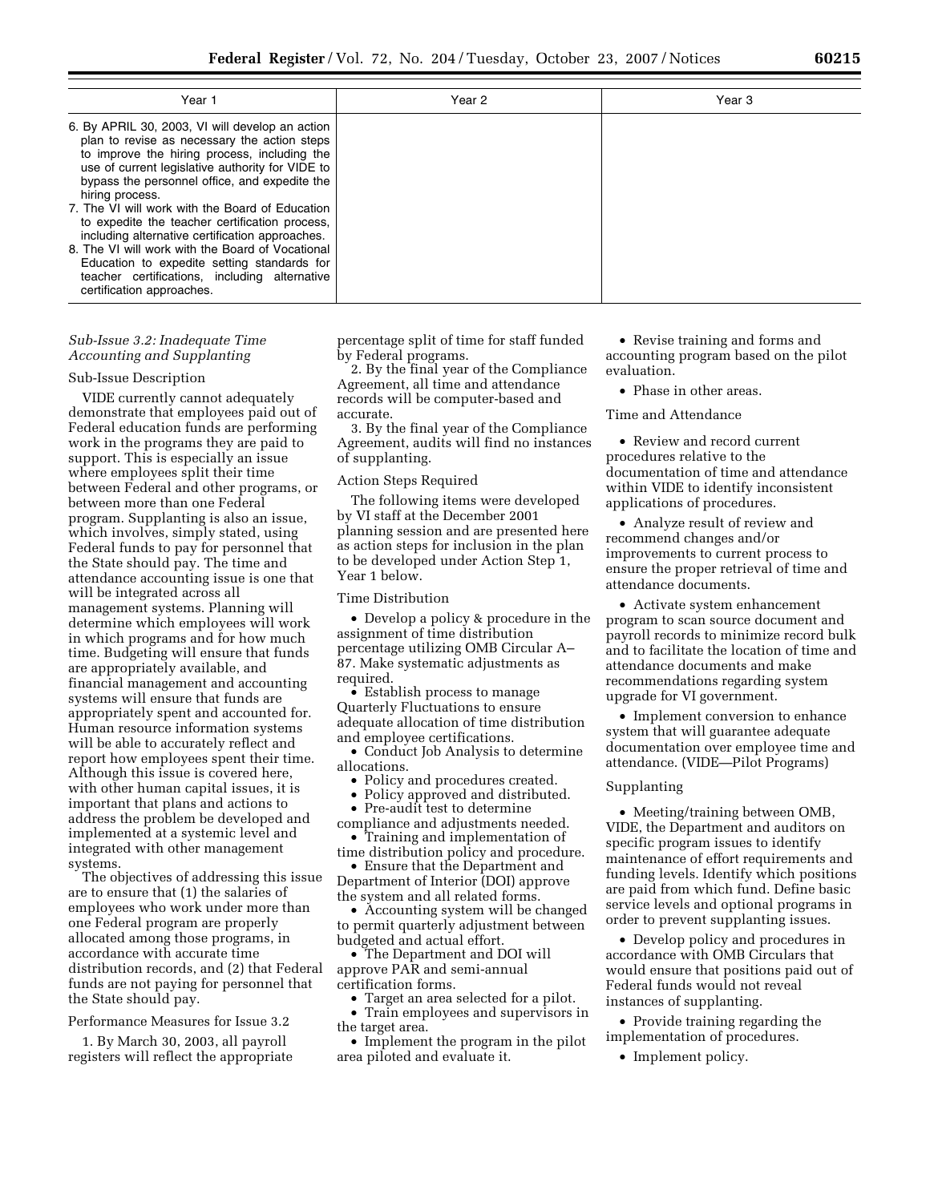| Year 1 | Year 2 | Year 3 |
| --- | --- | --- |
| 6. By APRIL 30, 2003, VI will develop an action plan to revise as necessary the action steps to improve the hiring process, including the use of current legislative authority for VIDE to bypass the personnel office, and expedite the hiring process.<br>7. The VI will work with the Board of Education to expedite the teacher certification process, including alternative certification approaches.<br>8. The VI will work with the Board of Vocational Education to expedite setting standards for teacher certifications, including alternative certification approaches. | | |

*Sub-Issue 3.2: Inadequate Time Accounting and Supplanting*

Sub-Issue Description

VIDE currently cannot adequately demonstrate that employees paid out of Federal education funds are performing work in the programs they are paid to support. This is especially an issue where employees split their time between Federal and other programs, or between more than one Federal program. Supplanting is also an issue, which involves, simply stated, using Federal funds to pay for personnel that the State should pay. The time and attendance accounting issue is one that will be integrated across all management systems. Planning will determine which employees will work in which programs and for how much time. Budgeting will ensure that funds are appropriately available, and financial management and accounting systems will ensure that funds are appropriately spent and accounted for. Human resource information systems will be able to accurately reflect and report how employees spent their time. Although this issue is covered here, with other human capital issues, it is important that plans and actions to address the problem be developed and implemented at a systemic level and integrated with other management systems.

The objectives of addressing this issue are to ensure that (1) the salaries of employees who work under more than one Federal program are properly allocated among those programs, in accordance with accurate time distribution records, and (2) that Federal funds are not paying for personnel that the State should pay.

Performance Measures for Issue 3.2

1. By March 30, 2003, all payroll registers will reflect the appropriate percentage split of time for staff funded by Federal programs.

2. By the final year of the Compliance Agreement, all time and attendance records will be computer-based and accurate.

3. By the final year of the Compliance Agreement, audits will find no instances of supplanting.

Action Steps Required

The following items were developed by VI staff at the December 2001 planning session and are presented here as action steps for inclusion in the plan to be developed under Action Step 1, Year 1 below.

Time Distribution

- Develop a policy & procedure in the assignment of time distribution percentage utilizing OMB Circular A–87. Make systematic adjustments as required.
- Establish process to manage Quarterly Fluctuations to ensure adequate allocation of time distribution and employee certifications.
- Conduct Job Analysis to determine allocations.
- Policy and procedures created.
- Policy approved and distributed.
- Pre-audit test to determine compliance and adjustments needed.
- Training and implementation of time distribution policy and procedure.
- Ensure that the Department and Department of Interior (DOI) approve the system and all related forms.
- Accounting system will be changed to permit quarterly adjustment between budgeted and actual effort.
- The Department and DOI will approve PAR and semi-annual certification forms.
- Target an area selected for a pilot.
- Train employees and supervisors in the target area.
- Implement the program in the pilot area piloted and evaluate it.
- Revise training and forms and accounting program based on the pilot evaluation.
- Phase in other areas.

Time and Attendance

- Review and record current procedures relative to the documentation of time and attendance within VIDE to identify inconsistent applications of procedures.
- Analyze result of review and recommend changes and/or improvements to current process to ensure the proper retrieval of time and attendance documents.
- Activate system enhancement program to scan source document and payroll records to minimize record bulk and to facilitate the location of time and attendance documents and make recommendations regarding system upgrade for VI government.
- Implement conversion to enhance system that will guarantee adequate documentation over employee time and attendance. (VIDE—Pilot Programs)

Supplanting

- Meeting/training between OMB, VIDE, the Department and auditors on specific program issues to identify maintenance of effort requirements and funding levels. Identify which positions are paid from which fund. Define basic service levels and optional programs in order to prevent supplanting issues.
- Develop policy and procedures in accordance with OMB Circulars that would ensure that positions paid out of Federal funds would not reveal instances of supplanting.
- Provide training regarding the implementation of procedures.
- Implement policy.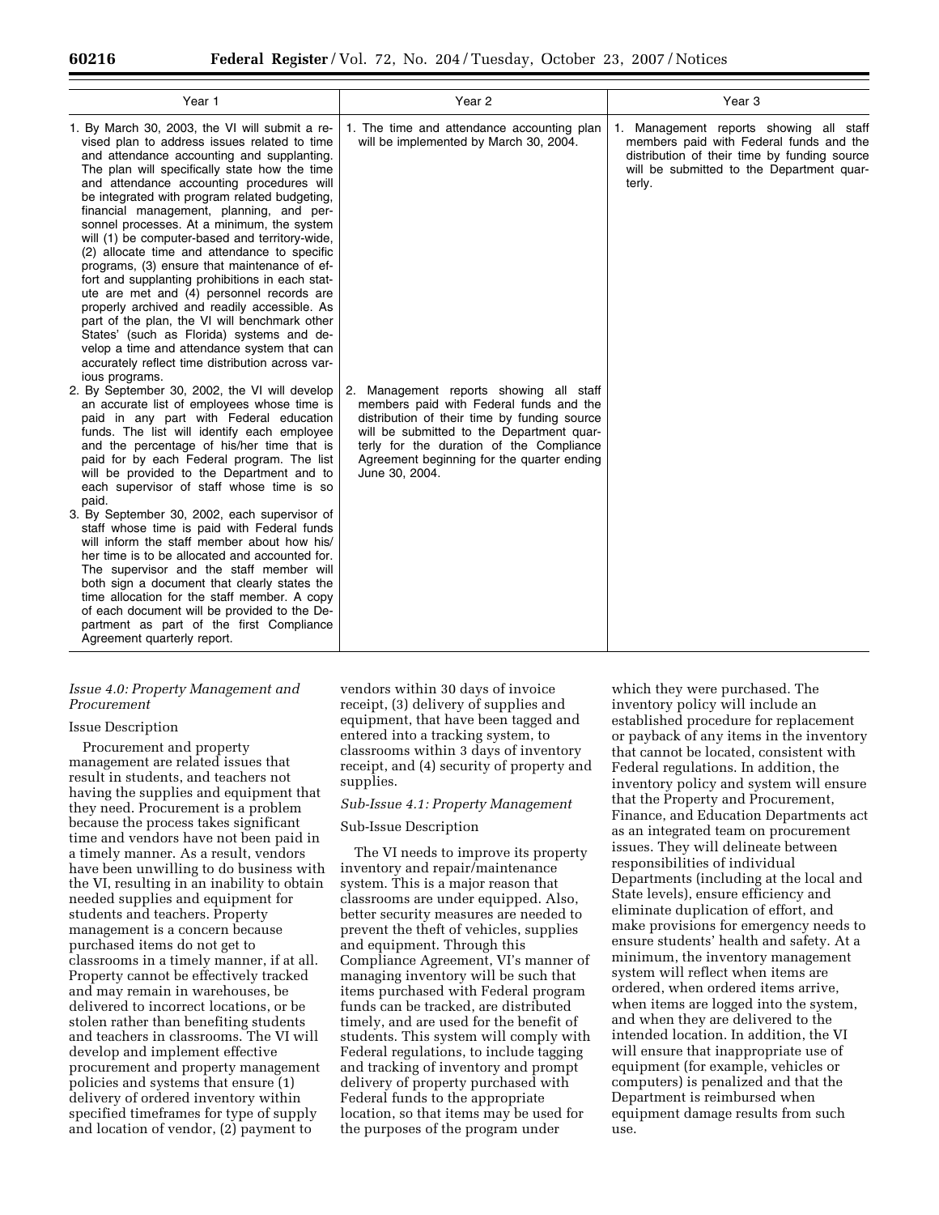| Year 1 | Year 2 | Year 3 |
|---|---|---|
| 1. By March 30, 2003, the VI will submit a revised plan to address issues related to time and attendance accounting and supplanting. The plan will specifically state how the time and attendance accounting procedures will be integrated with program related budgeting, financial management, planning, and personnel processes. At a minimum, the system will (1) be computer-based and territory-wide, (2) allocate time and attendance to specific programs, (3) ensure that maintenance of effort and supplanting prohibitions in each statute are met and (4) personnel records are properly archived and readily accessible. As part of the plan, the VI will benchmark other States' (such as Florida) systems and develop a time and attendance system that can accurately reflect time distribution across various programs. | 1. The time and attendance accounting plan will be implemented by March 30, 2004. | 1. Management reports showing all staff members paid with Federal funds and the distribution of their time by funding source will be submitted to the Department quarterly. |
| 2. By September 30, 2002, the VI will develop an accurate list of employees whose time is paid in any part with Federal education funds. The list will identify each employee and the percentage of his/her time that is paid for by each Federal program. The list will be provided to the Department and to each supervisor of staff whose time is so paid. | 2. Management reports showing all staff members paid with Federal funds and the distribution of their time by funding source will be submitted to the Department quarterly for the duration of the Compliance Agreement beginning for the quarter ending June 30, 2004. | |
| 3. By September 30, 2002, each supervisor of staff whose time is paid with Federal funds will inform the staff member about how his/her time is to be allocated and accounted for. The supervisor and the staff member will both sign a document that clearly states the time allocation for the staff member. A copy of each document will be provided to the Department as part of the first Compliance Agreement quarterly report. | | |

*Issue 4.0: Property Management and Procurement*

Issue Description

Procurement and property management are related issues that result in students, and teachers not having the supplies and equipment that they need. Procurement is a problem because the process takes significant time and vendors have not been paid in a timely manner. As a result, vendors have been unwilling to do business with the VI, resulting in an inability to obtain needed supplies and equipment for students and teachers. Property management is a concern because purchased items do not get to classrooms in a timely manner, if at all. Property cannot be effectively tracked and may remain in warehouses, be delivered to incorrect locations, or be stolen rather than benefiting students and teachers in classrooms. The VI will develop and implement effective procurement and property management policies and systems that ensure (1) delivery of ordered inventory within specified timeframes for type of supply and location of vendor, (2) payment to vendors within 30 days of invoice receipt, (3) delivery of supplies and equipment, that have been tagged and entered into a tracking system, to classrooms within 3 days of inventory receipt, and (4) security of property and supplies.

*Sub-Issue 4.1: Property Management*

Sub-Issue Description

The VI needs to improve its property inventory and repair/maintenance system. This is a major reason that classrooms are under equipped. Also, better security measures are needed to prevent the theft of vehicles, supplies and equipment. Through this Compliance Agreement, VI's manner of managing inventory will be such that items purchased with Federal program funds can be tracked, are distributed timely, and are used for the benefit of students. This system will comply with Federal regulations, to include tagging and tracking of inventory and prompt delivery of property purchased with Federal funds to the appropriate location, so that items may be used for the purposes of the program under which they were purchased. The inventory policy will include an established procedure for replacement or payback of any items in the inventory that cannot be located, consistent with Federal regulations. In addition, the inventory policy and system will ensure that the Property and Procurement, Finance, and Education Departments act as an integrated team on procurement issues. They will delineate between responsibilities of individual Departments (including at the local and State levels), ensure efficiency and eliminate duplication of effort, and make provisions for emergency needs to ensure students' health and safety. At a minimum, the inventory management system will reflect when items are ordered, when ordered items arrive, when items are logged into the system, and when they are delivered to the intended location. In addition, the VI will ensure that inappropriate use of equipment (for example, vehicles or computers) is penalized and that the Department is reimbursed when equipment damage results from such use.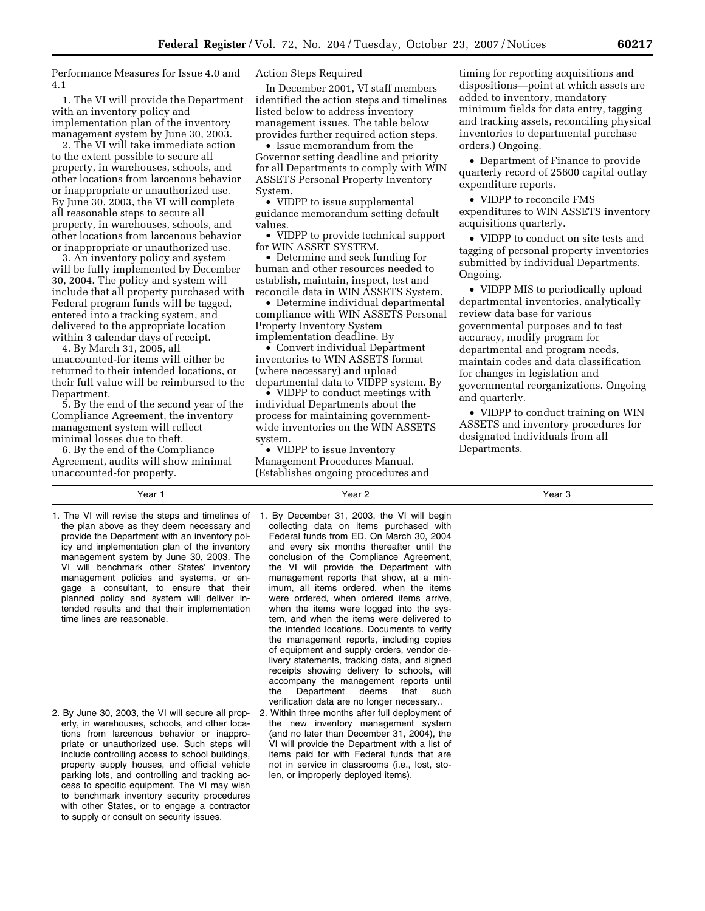Performance Measures for Issue 4.0 and 4.1

1. The VI will provide the Department with an inventory policy and implementation plan of the inventory management system by June 30, 2003.

2. The VI will take immediate action to the extent possible to secure all property, in warehouses, schools, and other locations from larcenous behavior or inappropriate or unauthorized use. By June 30, 2003, the VI will complete all reasonable steps to secure all property, in warehouses, schools, and other locations from larcenous behavior or inappropriate or unauthorized use.

3. An inventory policy and system will be fully implemented by December 30, 2004. The policy and system will include that all property purchased with Federal program funds will be tagged, entered into a tracking system, and delivered to the appropriate location within 3 calendar days of receipt.

4. By March 31, 2005, all unaccounted-for items will either be returned to their intended locations, or their full value will be reimbursed to the Department.

5. By the end of the second year of the Compliance Agreement, the inventory management system will reflect minimal losses due to theft.

6. By the end of the Compliance Agreement, audits will show minimal unaccounted-for property.

Action Steps Required

In December 2001, VI staff members identified the action steps and timelines listed below to address inventory management issues. The table below provides further required action steps.

- Issue memorandum from the Governor setting deadline and priority for all Departments to comply with WIN ASSETS Personal Property Inventory System.
- VIDPP to issue supplemental guidance memorandum setting default values.
- VIDPP to provide technical support for WIN ASSET SYSTEM.
- Determine and seek funding for human and other resources needed to establish, maintain, inspect, test and reconcile data in WIN ASSETS System.
- Determine individual departmental compliance with WIN ASSETS Personal Property Inventory System implementation deadline. By
- Convert individual Department inventories to WIN ASSETS format (where necessary) and upload departmental data to VIDPP system. By
- VIDPP to conduct meetings with individual Departments about the process for maintaining government-wide inventories on the WIN ASSETS system.
- VIDPP to issue Inventory Management Procedures Manual. (Establishes ongoing procedures and timing for reporting acquisitions and dispositions—point at which assets are added to inventory, mandatory minimum fields for data entry, tagging and tracking assets, reconciling physical inventories to departmental purchase orders.) Ongoing.
- Department of Finance to provide quarterly record of 25600 capital outlay expenditure reports.
- VIDPP to reconcile FMS expenditures to WIN ASSETS inventory acquisitions quarterly.
- VIDPP to conduct on site tests and tagging of personal property inventories submitted by individual Departments. Ongoing.
- VIDPP MIS to periodically upload departmental inventories, analytically review data base for various governmental purposes and to test accuracy, modify program for departmental and program needs, maintain codes and data classification for changes in legislation and governmental reorganizations. Ongoing and quarterly.
- VIDPP to conduct training on WIN ASSETS and inventory procedures for designated individuals from all Departments.

| Year 1 | Year 2 | Year 3 |
|---|---|---|
| 1. The VI will revise the steps and timelines of the plan above as they deem necessary and provide the Department with an inventory policy and implementation plan of the inventory management system by June 30, 2003. The VI will benchmark other States' inventory management policies and systems, or engage a consultant, to ensure that their planned policy and system will deliver intended results and that their implementation time lines are reasonable. | 1. By December 31, 2003, the VI will begin collecting data on items purchased with Federal funds from ED. On March 30, 2004 and every six months thereafter until the conclusion of the Compliance Agreement, the VI will provide the Department with management reports that show, at a minimum, all items ordered, when the items were ordered, when ordered items arrive, when the items were logged into the system, and when the items were delivered to the intended locations. Documents to verify the management reports, including copies of equipment and supply orders, vendor delivery statements, tracking data, and signed receipts showing delivery to schools, will accompany the management reports until the Department deems that such verification data are no longer necessary.. | |
| 2. By June 30, 2003, the VI will secure all property, in warehouses, schools, and other locations from larcenous behavior or inappropriate or unauthorized use. Such steps will include controlling access to school buildings, property supply houses, and official vehicle parking lots, and controlling and tracking access to specific equipment. The VI may wish to benchmark inventory security procedures with other States, or to engage a contractor to supply or consult on security issues. | 2. Within three months after full deployment of the new inventory management system (and no later than December 31, 2004), the VI will provide the Department with a list of items paid for with Federal funds that are not in service in classrooms (i.e., lost, stolen, or improperly deployed items). | |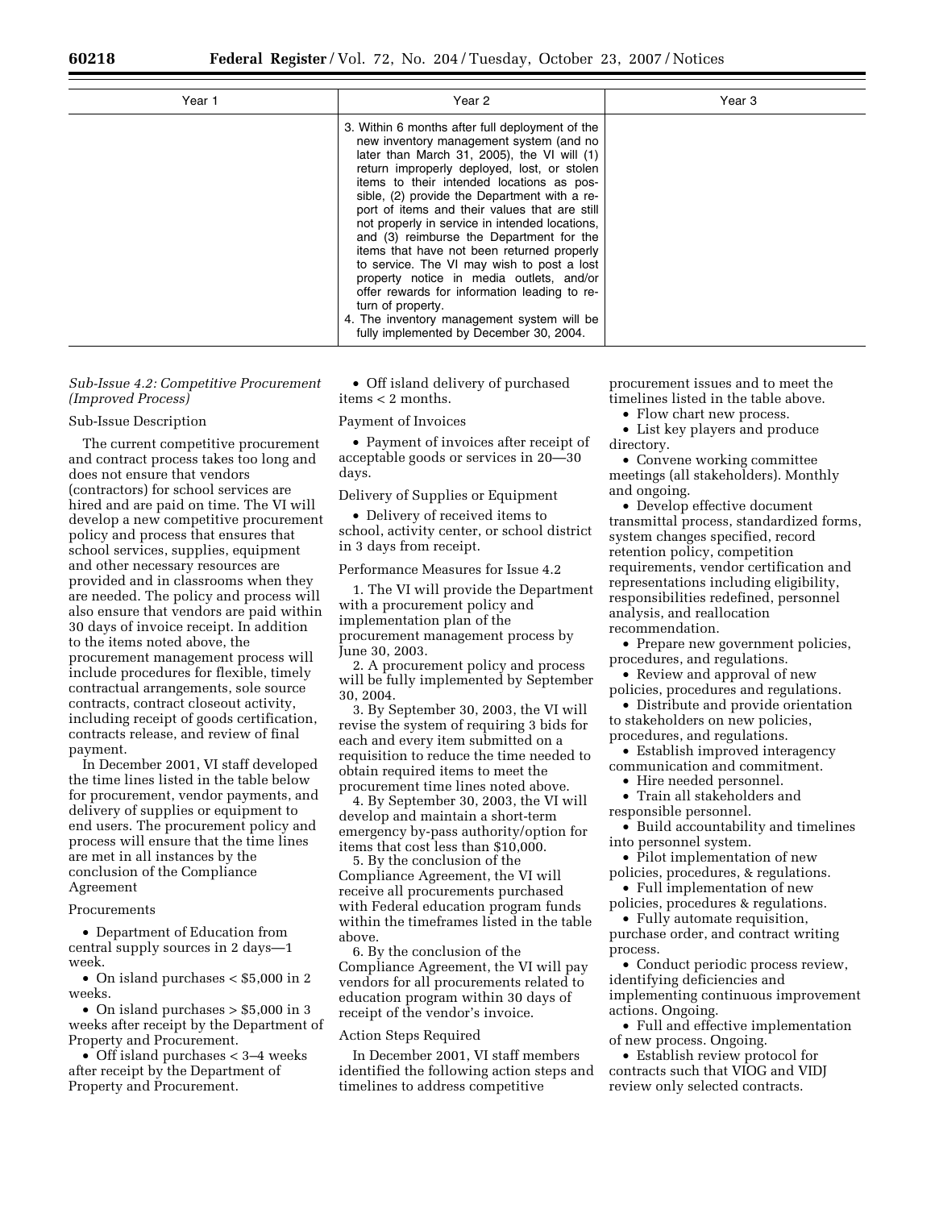| Year 1 | Year 2 | Year 3 |
| --- | --- | --- |
| | 3. Within 6 months after full deployment of the new inventory management system (and no later than March 31, 2005), the VI will (1) return improperly deployed, lost, or stolen items to their intended locations as possible, (2) provide the Department with a report of items and their values that are still not properly in service in intended locations, and (3) reimburse the Department for the items that have not been returned properly to service. The VI may wish to post a lost property notice in media outlets, and/or offer rewards for information leading to return of property.<br>4. The inventory management system will be fully implemented by December 30, 2004. | |

*Sub-Issue 4.2: Competitive Procurement (Improved Process)*

Sub-Issue Description

The current competitive procurement and contract process takes too long and does not ensure that vendors (contractors) for school services are hired and are paid on time. The VI will develop a new competitive procurement policy and process that ensures that school services, supplies, equipment and other necessary resources are provided and in classrooms when they are needed. The policy and process will also ensure that vendors are paid within 30 days of invoice receipt. In addition to the items noted above, the procurement management process will include procedures for flexible, timely contractual arrangements, sole source contracts, contract closeout activity, including receipt of goods certification, contracts release, and review of final payment.

In December 2001, VI staff developed the time lines listed in the table below for procurement, vendor payments, and delivery of supplies or equipment to end users. The procurement policy and process will ensure that the time lines are met in all instances by the conclusion of the Compliance Agreement

Procurements

- Department of Education from central supply sources in 2 days—1 week.
- On island purchases < $5,000 in 2 weeks.
- On island purchases > $5,000 in 3 weeks after receipt by the Department of Property and Procurement.
- Off island purchases < 3–4 weeks after receipt by the Department of Property and Procurement.
- Off island delivery of purchased items < 2 months.

Payment of Invoices

- Payment of invoices after receipt of acceptable goods or services in 20—30 days.

Delivery of Supplies or Equipment

- Delivery of received items to school, activity center, or school district in 3 days from receipt.

Performance Measures for Issue 4.2

1. The VI will provide the Department with a procurement policy and implementation plan of the procurement management process by June 30, 2003.
2. A procurement policy and process will be fully implemented by September 30, 2004.
3. By September 30, 2003, the VI will revise the system of requiring 3 bids for each and every item submitted on a requisition to reduce the time needed to obtain required items to meet the procurement time lines noted above.
4. By September 30, 2003, the VI will develop and maintain a short-term emergency by-pass authority/option for items that cost less than $10,000.
5. By the conclusion of the Compliance Agreement, the VI will receive all procurements purchased with Federal education program funds within the timeframes listed in the table above.
6. By the conclusion of the Compliance Agreement, the VI will pay vendors for all procurements related to education program within 30 days of receipt of the vendor's invoice.

Action Steps Required

In December 2001, VI staff members identified the following action steps and timelines to address competitive procurement issues and to meet the timelines listed in the table above.

- Flow chart new process.
- List key players and produce directory.
- Convene working committee meetings (all stakeholders). Monthly and ongoing.
- Develop effective document transmittal process, standardized forms, system changes specified, record retention policy, competition requirements, vendor certification and representations including eligibility, responsibilities redefined, personnel analysis, and reallocation recommendation.
- Prepare new government policies, procedures, and regulations.
- Review and approval of new policies, procedures and regulations.
- Distribute and provide orientation to stakeholders on new policies, procedures, and regulations.
- Establish improved interagency communication and commitment.
- Hire needed personnel.
- Train all stakeholders and responsible personnel.
- Build accountability and timelines into personnel system.
- Pilot implementation of new policies, procedures, & regulations.
- Full implementation of new policies, procedures & regulations.
- Fully automate requisition, purchase order, and contract writing process.
- Conduct periodic process review, identifying deficiencies and implementing continuous improvement actions. Ongoing.
- Full and effective implementation of new process. Ongoing.
- Establish review protocol for contracts such that VIOG and VIDJ review only selected contracts.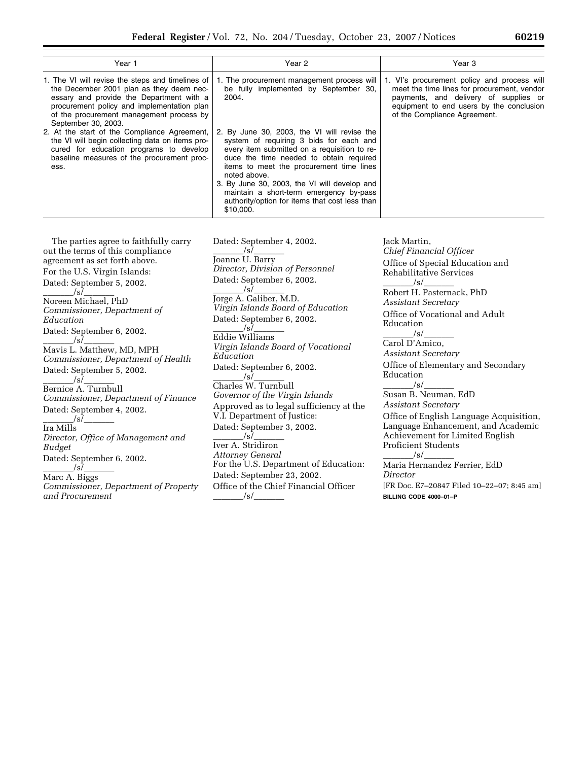| Year 1 | Year 2 | Year 3 |
|---|---|---|
| 1. The VI will revise the steps and timelines of the December 2001 plan as they deem necessary and provide the Department with a procurement policy and implementation plan of the procurement management process by September 30, 2003. | 1. The procurement management process will be fully implemented by September 30, 2004. | 1. VI's procurement policy and process will meet the time lines for procurement, vendor payments, and delivery of supplies or equipment to end users by the conclusion of the Compliance Agreement. |
| 2. At the start of the Compliance Agreement, the VI will begin collecting data on items procured for education programs to develop baseline measures of the procurement process. | 2. By June 30, 2003, the VI will revise the system of requiring 3 bids for each and every item submitted on a requisition to reduce the time needed to obtain required items to meet the procurement time lines noted above. 3. By June 30, 2003, the VI will develop and maintain a short-term emergency by-pass authority/option for items that cost less than $10,000. | |

The parties agree to faithfully carry out the terms of this compliance agreement as set forth above.

For the U.S. Virgin Islands:

Dated: September 5, 2002.

_______/s/_______

Noreen Michael, PhD

*Commissioner, Department of Education*

Dated: September 6, 2002.

_______/s/_______

Mavis L. Matthew, MD, MPH

*Commissioner, Department of Health*

Dated: September 5, 2002.

_______/s/_______

Bernice A. Turnbull

*Commissioner, Department of Finance*

Dated: September 4, 2002.

_______/s/_______

Ira Mills

*Director, Office of Management and Budget*

Dated: September 6, 2002.

_______/s/_______

Marc A. Biggs

*Commissioner, Department of Property and Procurement*

Dated: September 4, 2002.

_______/s/_______

Joanne U. Barry

*Director, Division of Personnel*

Dated: September 6, 2002.

_______/s/_______

Jorge A. Galiber, M.D.

*Virgin Islands Board of Education*

Dated: September 6, 2002.

_______/s/_______

Eddie Williams

*Virgin Islands Board of Vocational Education*

Dated: September 6, 2002.

_______/s/_______

Charles W. Turnbull

*Governor of the Virgin Islands*

Approved as to legal sufficiency at the V.I. Department of Justice:

Dated: September 3, 2002.

_______/s/_______

Iver A. Stridiron

*Attorney General*

For the U.S. Department of Education:

Dated: September 23, 2002.

Office of the Chief Financial Officer

_______/s/_______

Jack Martin,

*Chief Financial Officer*

Office of Special Education and Rehabilitative Services

_______/s/_______

Robert H. Pasternack, PhD

*Assistant Secretary*

Office of Vocational and Adult Education

_______/s/_______

Carol D'Amico,

*Assistant Secretary*

Office of Elementary and Secondary Education

_______/s/_______

Susan B. Neuman, EdD

*Assistant Secretary*

Office of English Language Acquisition, Language Enhancement, and Academic Achievement for Limited English Proficient Students

_______/s/_______

Maria Hernandez Ferrier, EdD

*Director*

[FR Doc. E7–20847 Filed 10–22–07; 8:45 am]

**BILLING CODE 4000–01–P**